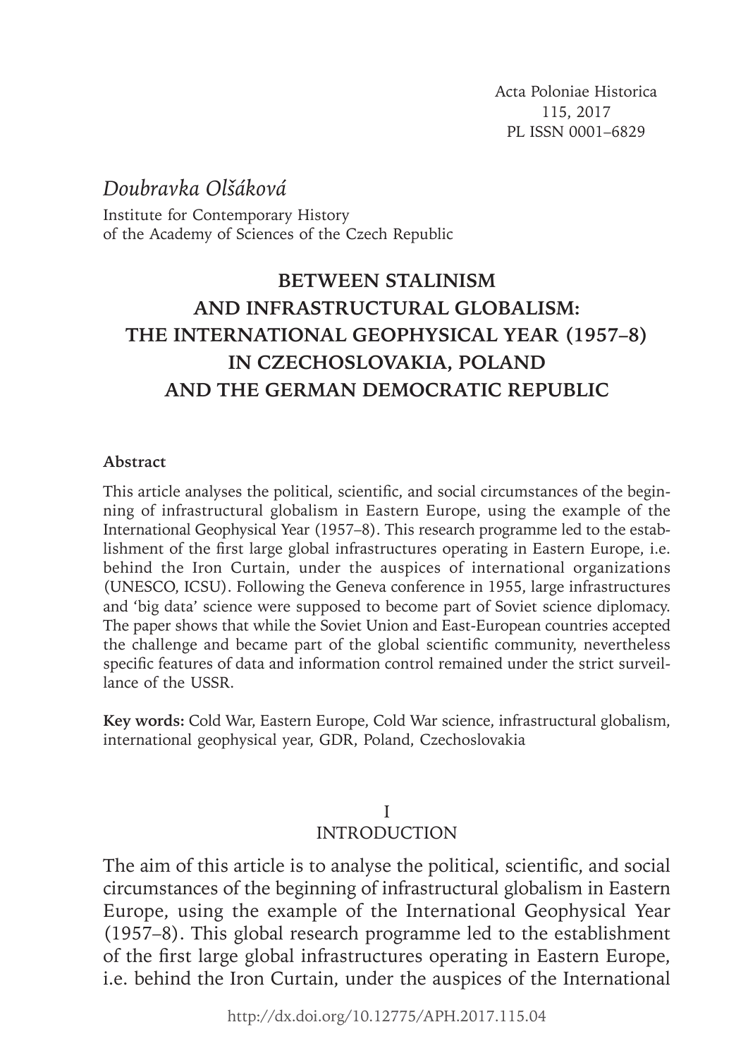Acta Poloniae Historica
115, 2017
PL ISSN 0001–6829

*Doubravka Olšáková*

Institute for Contemporary History
of the Academy of Sciences of the Czech Republic

# BETWEEN STALINISM AND INFRASTRUCTURAL GLOBALISM: THE INTERNATIONAL GEOPHYSICAL YEAR (1957–8) IN CZECHOSLOVAKIA, POLAND AND THE GERMAN DEMOCRATIC REPUBLIC

**Abstract**

This article analyses the political, scientific, and social circumstances of the beginning of infrastructural globalism in Eastern Europe, using the example of the International Geophysical Year (1957–8). This research programme led to the establishment of the first large global infrastructures operating in Eastern Europe, i.e. behind the Iron Curtain, under the auspices of international organizations (UNESCO, ICSU). Following the Geneva conference in 1955, large infrastructures and 'big data' science were supposed to become part of Soviet science diplomacy. The paper shows that while the Soviet Union and East-European countries accepted the challenge and became part of the global scientific community, nevertheless specific features of data and information control remained under the strict surveillance of the USSR.

**Key words:** Cold War, Eastern Europe, Cold War science, infrastructural globalism, international geophysical year, GDR, Poland, Czechoslovakia

## I
## INTRODUCTION

The aim of this article is to analyse the political, scientific, and social circumstances of the beginning of infrastructural globalism in Eastern Europe, using the example of the International Geophysical Year (1957–8). This global research programme led to the establishment of the first large global infrastructures operating in Eastern Europe, i.e. behind the Iron Curtain, under the auspices of the International

http://dx.doi.org/10.12775/APH.2017.115.04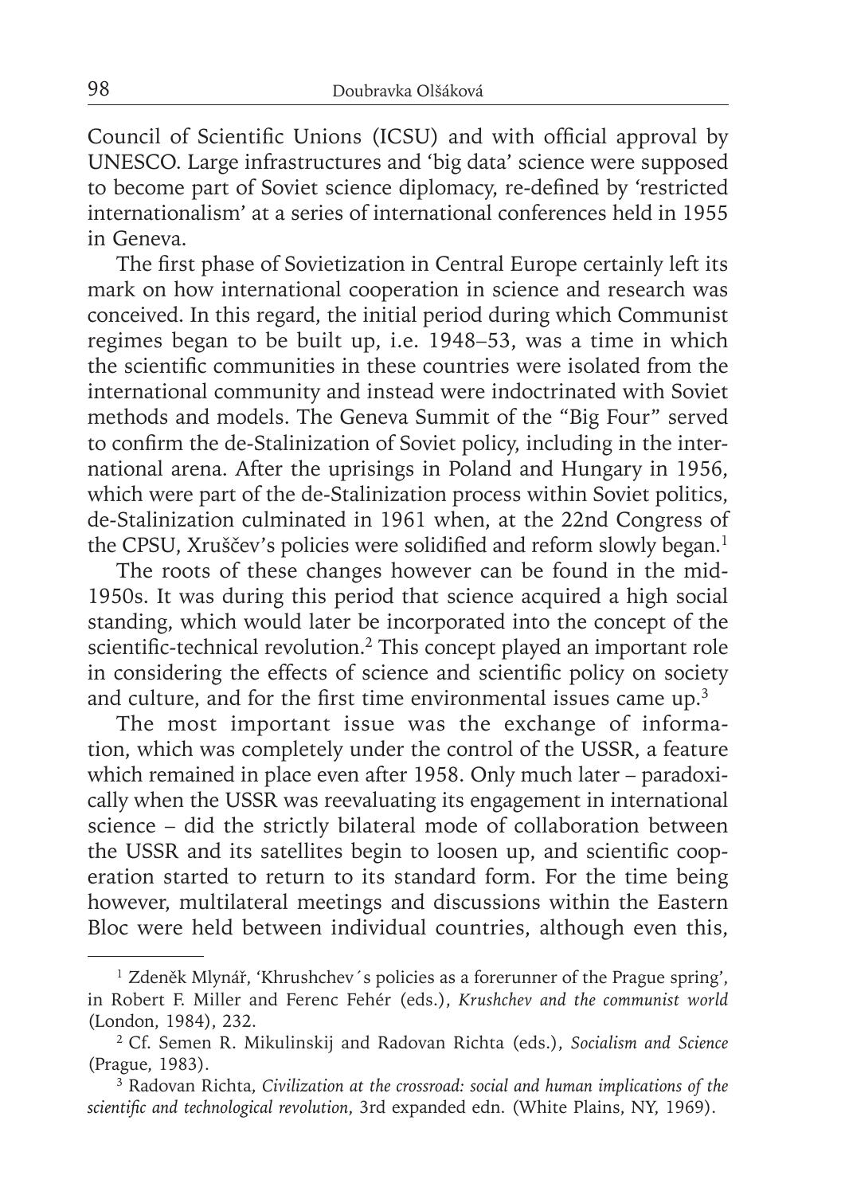Council of Scientific Unions (ICSU) and with official approval by UNESCO. Large infrastructures and 'big data' science were supposed to become part of Soviet science diplomacy, re-defined by 'restricted internationalism' at a series of international conferences held in 1955 in Geneva.

The first phase of Sovietization in Central Europe certainly left its mark on how international cooperation in science and research was conceived. In this regard, the initial period during which Communist regimes began to be built up, i.e. 1948–53, was a time in which the scientific communities in these countries were isolated from the international community and instead were indoctrinated with Soviet methods and models. The Geneva Summit of the "Big Four" served to confirm the de-Stalinization of Soviet policy, including in the international arena. After the uprisings in Poland and Hungary in 1956, which were part of the de-Stalinization process within Soviet politics, de-Stalinization culminated in 1961 when, at the 22nd Congress of the CPSU, Xruščev's policies were solidified and reform slowly began.[1]

The roots of these changes however can be found in the mid-1950s. It was during this period that science acquired a high social standing, which would later be incorporated into the concept of the scientific-technical revolution.[2] This concept played an important role in considering the effects of science and scientific policy on society and culture, and for the first time environmental issues came up.[3]

The most important issue was the exchange of information, which was completely under the control of the USSR, a feature which remained in place even after 1958. Only much later – paradoxically when the USSR was reevaluating its engagement in international science – did the strictly bilateral mode of collaboration between the USSR and its satellites begin to loosen up, and scientific cooperation started to return to its standard form. For the time being however, multilateral meetings and discussions within the Eastern Bloc were held between individual countries, although even this,

---

[1] Zdeněk Mlynář, 'Khrushchev´s policies as a forerunner of the Prague spring', in Robert F. Miller and Ferenc Fehér (eds.), *Krushchev and the communist world* (London, 1984), 232.

[2] Cf. Semen R. Mikulinskij and Radovan Richta (eds.), *Socialism and Science* (Prague, 1983).

[3] Radovan Richta, *Civilization at the crossroad: social and human implications of the scientific and technological revolution*, 3rd expanded edn. (White Plains, NY, 1969).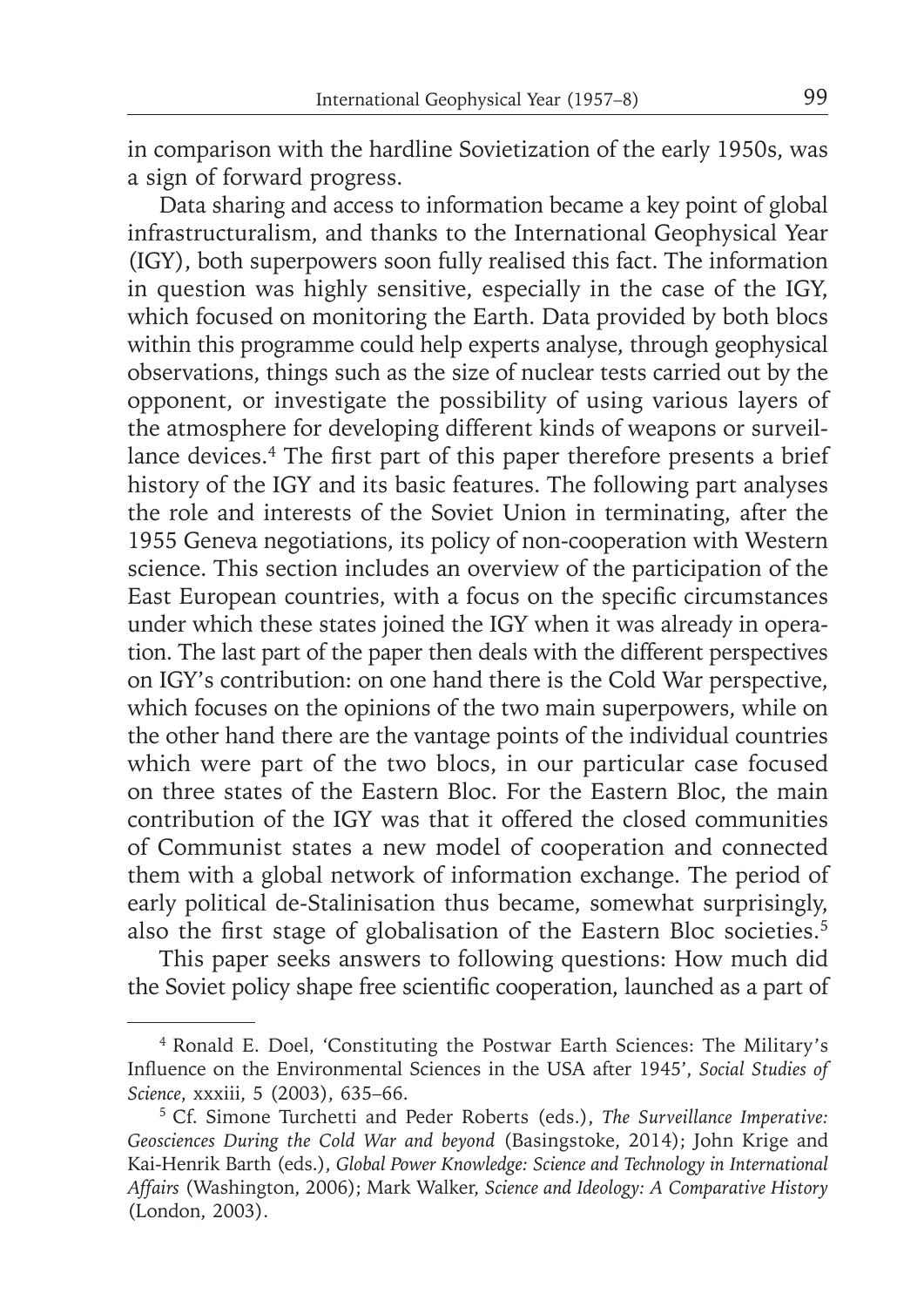in comparison with the hardline Sovietization of the early 1950s, was a sign of forward progress.

Data sharing and access to information became a key point of global infrastructuralism, and thanks to the International Geophysical Year (IGY), both superpowers soon fully realised this fact. The information in question was highly sensitive, especially in the case of the IGY, which focused on monitoring the Earth. Data provided by both blocs within this programme could help experts analyse, through geophysical observations, things such as the size of nuclear tests carried out by the opponent, or investigate the possibility of using various layers of the atmosphere for developing different kinds of weapons or surveillance devices.[4] The first part of this paper therefore presents a brief history of the IGY and its basic features. The following part analyses the role and interests of the Soviet Union in terminating, after the 1955 Geneva negotiations, its policy of non-cooperation with Western science. This section includes an overview of the participation of the East European countries, with a focus on the specific circumstances under which these states joined the IGY when it was already in operation. The last part of the paper then deals with the different perspectives on IGY's contribution: on one hand there is the Cold War perspective, which focuses on the opinions of the two main superpowers, while on the other hand there are the vantage points of the individual countries which were part of the two blocs, in our particular case focused on three states of the Eastern Bloc. For the Eastern Bloc, the main contribution of the IGY was that it offered the closed communities of Communist states a new model of cooperation and connected them with a global network of information exchange. The period of early political de-Stalinisation thus became, somewhat surprisingly, also the first stage of globalisation of the Eastern Bloc societies.[5]

This paper seeks answers to following questions: How much did the Soviet policy shape free scientific cooperation, launched as a part of

---

[4] Ronald E. Doel, 'Constituting the Postwar Earth Sciences: The Military's Influence on the Environmental Sciences in the USA after 1945', *Social Studies of Science*, xxxiii, 5 (2003), 635–66.

[5] Cf. Simone Turchetti and Peder Roberts (eds.), *The Surveillance Imperative: Geosciences During the Cold War and beyond* (Basingstoke, 2014); John Krige and Kai-Henrik Barth (eds.), *Global Power Knowledge: Science and Technology in International Affairs* (Washington, 2006); Mark Walker, *Science and Ideology: A Comparative History* (London, 2003).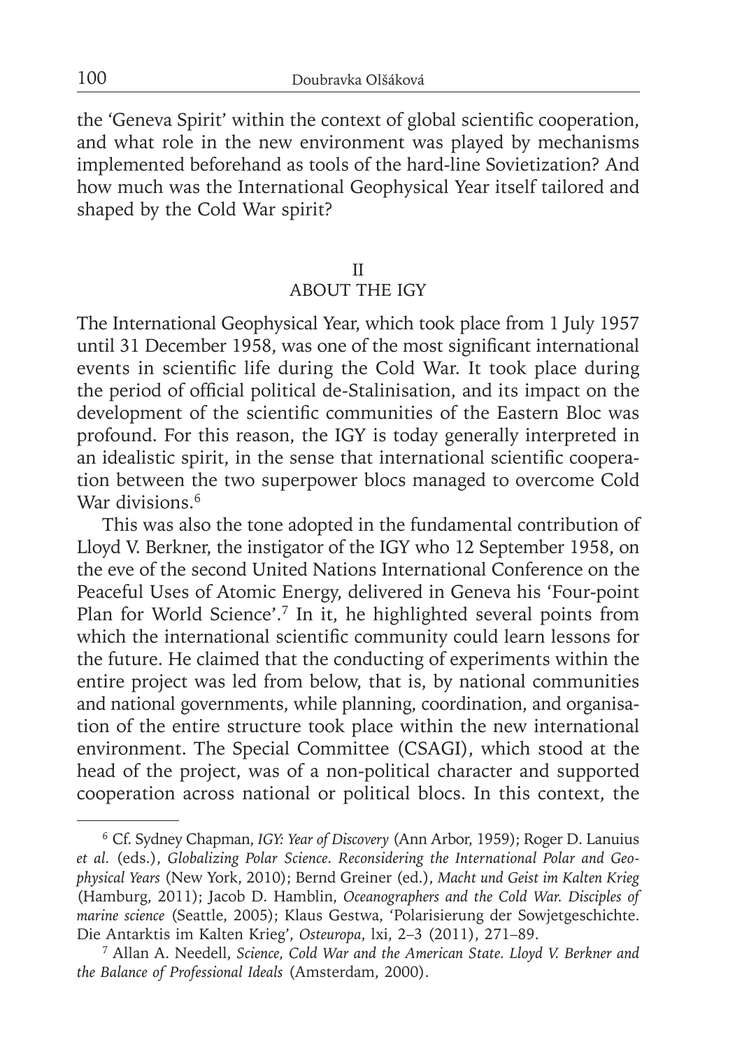the 'Geneva Spirit' within the context of global scientific cooperation, and what role in the new environment was played by mechanisms implemented beforehand as tools of the hard-line Sovietization? And how much was the International Geophysical Year itself tailored and shaped by the Cold War spirit?

## II
## ABOUT THE IGY

The International Geophysical Year, which took place from 1 July 1957 until 31 December 1958, was one of the most significant international events in scientific life during the Cold War. It took place during the period of official political de-Stalinisation, and its impact on the development of the scientific communities of the Eastern Bloc was profound. For this reason, the IGY is today generally interpreted in an idealistic spirit, in the sense that international scientific cooperation between the two superpower blocs managed to overcome Cold War divisions.[6]

This was also the tone adopted in the fundamental contribution of Lloyd V. Berkner, the instigator of the IGY who 12 September 1958, on the eve of the second United Nations International Conference on the Peaceful Uses of Atomic Energy, delivered in Geneva his 'Four-point Plan for World Science'.[7] In it, he highlighted several points from which the international scientific community could learn lessons for the future. He claimed that the conducting of experiments within the entire project was led from below, that is, by national communities and national governments, while planning, coordination, and organisation of the entire structure took place within the new international environment. The Special Committee (CSAGI), which stood at the head of the project, was of a non-political character and supported cooperation across national or political blocs. In this context, the

---

[6] Cf. Sydney Chapman, *IGY: Year of Discovery* (Ann Arbor, 1959); Roger D. Lanuius *et al.* (eds.), *Globalizing Polar Science. Reconsidering the International Polar and Geophysical Years* (New York, 2010); Bernd Greiner (ed.), *Macht und Geist im Kalten Krieg* (Hamburg, 2011); Jacob D. Hamblin, *Oceanographers and the Cold War. Disciples of marine science* (Seattle, 2005); Klaus Gestwa, 'Polarisierung der Sowjetgeschichte. Die Antarktis im Kalten Krieg', *Osteuropa*, lxi, 2–3 (2011), 271–89.

[7] Allan A. Needell, *Science, Cold War and the American State. Lloyd V. Berkner and the Balance of Professional Ideals* (Amsterdam, 2000).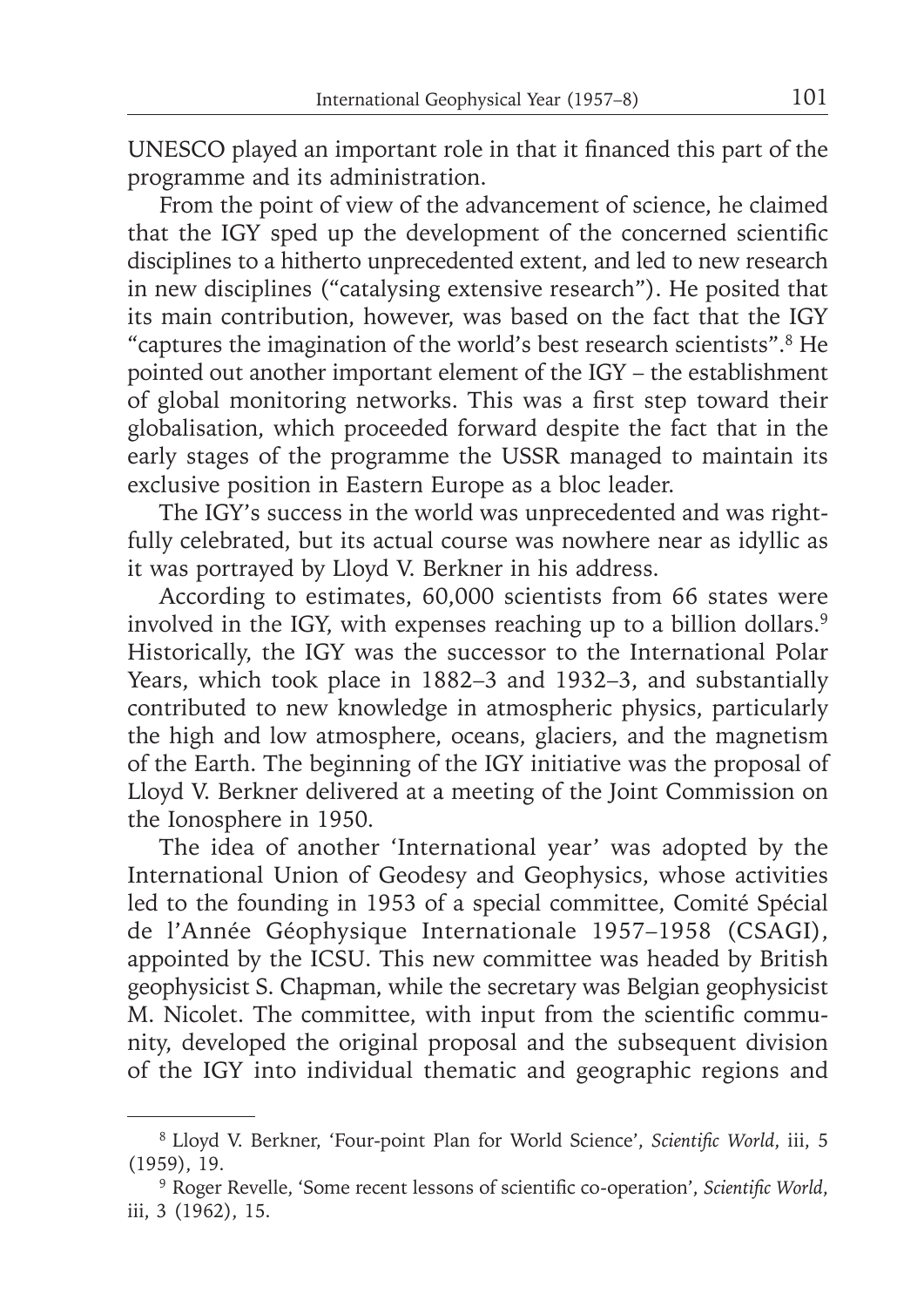UNESCO played an important role in that it financed this part of the programme and its administration.

From the point of view of the advancement of science, he claimed that the IGY sped up the development of the concerned scientific disciplines to a hitherto unprecedented extent, and led to new research in new disciplines ("catalysing extensive research"). He posited that its main contribution, however, was based on the fact that the IGY "captures the imagination of the world's best research scientists".[8] He pointed out another important element of the IGY – the establishment of global monitoring networks. This was a first step toward their globalisation, which proceeded forward despite the fact that in the early stages of the programme the USSR managed to maintain its exclusive position in Eastern Europe as a bloc leader.

The IGY's success in the world was unprecedented and was rightfully celebrated, but its actual course was nowhere near as idyllic as it was portrayed by Lloyd V. Berkner in his address.

According to estimates, 60,000 scientists from 66 states were involved in the IGY, with expenses reaching up to a billion dollars.[9] Historically, the IGY was the successor to the International Polar Years, which took place in 1882–3 and 1932–3, and substantially contributed to new knowledge in atmospheric physics, particularly the high and low atmosphere, oceans, glaciers, and the magnetism of the Earth. The beginning of the IGY initiative was the proposal of Lloyd V. Berkner delivered at a meeting of the Joint Commission on the Ionosphere in 1950.

The idea of another 'International year' was adopted by the International Union of Geodesy and Geophysics, whose activities led to the founding in 1953 of a special committee, Comité Spécial de l'Année Géophysique Internationale 1957–1958 (CSAGI), appointed by the ICSU. This new committee was headed by British geophysicist S. Chapman, while the secretary was Belgian geophysicist M. Nicolet. The committee, with input from the scientific community, developed the original proposal and the subsequent division of the IGY into individual thematic and geographic regions and

---

[8] Lloyd V. Berkner, 'Four-point Plan for World Science', *Scientific World*, iii, 5 (1959), 19.

[9] Roger Revelle, 'Some recent lessons of scientific co-operation', *Scientific World*, iii, 3 (1962), 15.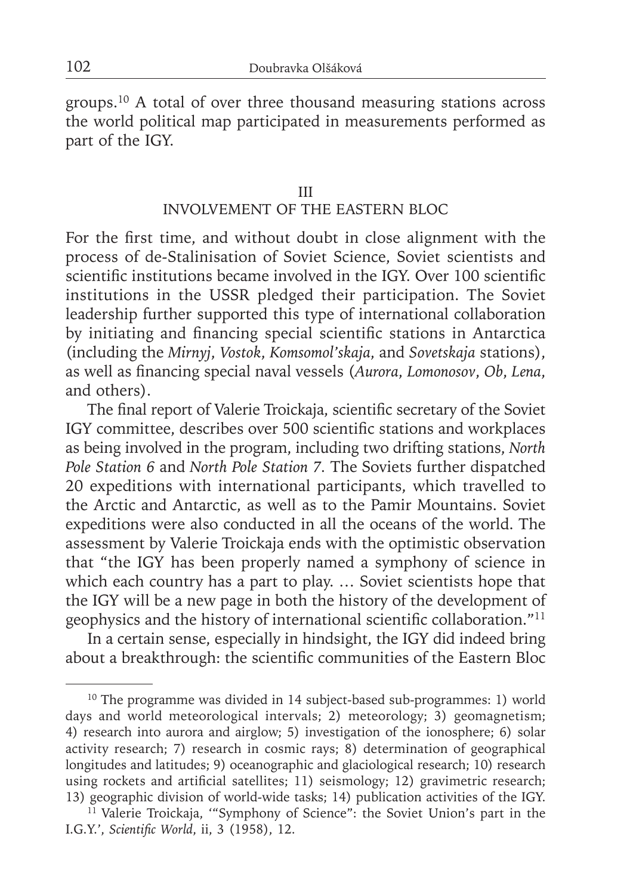groups.[10] A total of over three thousand measuring stations across the world political map participated in measurements performed as part of the IGY.

## III
## INVOLVEMENT OF THE EASTERN BLOC

For the first time, and without doubt in close alignment with the process of de-Stalinisation of Soviet Science, Soviet scientists and scientific institutions became involved in the IGY. Over 100 scientific institutions in the USSR pledged their participation. The Soviet leadership further supported this type of international collaboration by initiating and financing special scientific stations in Antarctica (including the *Mirnyj*, *Vostok*, *Komsomol'skaja*, and *Sovetskaja* stations), as well as financing special naval vessels (*Aurora*, *Lomonosov*, *Ob*, *Lena*, and others).

The final report of Valerie Troickaja, scientific secretary of the Soviet IGY committee, describes over 500 scientific stations and workplaces as being involved in the program, including two drifting stations, *North Pole Station 6* and *North Pole Station 7*. The Soviets further dispatched 20 expeditions with international participants, which travelled to the Arctic and Antarctic, as well as to the Pamir Mountains. Soviet expeditions were also conducted in all the oceans of the world. The assessment by Valerie Troickaja ends with the optimistic observation that "the IGY has been properly named a symphony of science in which each country has a part to play. … Soviet scientists hope that the IGY will be a new page in both the history of the development of geophysics and the history of international scientific collaboration."[11]

In a certain sense, especially in hindsight, the IGY did indeed bring about a breakthrough: the scientific communities of the Eastern Bloc

---

[10] The programme was divided in 14 subject-based sub-programmes: 1) world days and world meteorological intervals; 2) meteorology; 3) geomagnetism; 4) research into aurora and airglow; 5) investigation of the ionosphere; 6) solar activity research; 7) research in cosmic rays; 8) determination of geographical longitudes and latitudes; 9) oceanographic and glaciological research; 10) research using rockets and artificial satellites; 11) seismology; 12) gravimetric research; 13) geographic division of world-wide tasks; 14) publication activities of the IGY.

[11] Valerie Troickaja, '"Symphony of Science": the Soviet Union's part in the I.G.Y.', *Scientific World*, ii, 3 (1958), 12.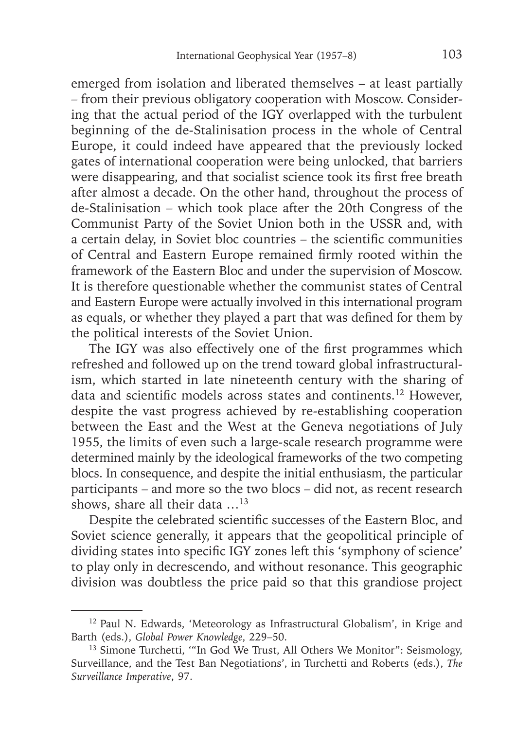emerged from isolation and liberated themselves – at least partially – from their previous obligatory cooperation with Moscow. Considering that the actual period of the IGY overlapped with the turbulent beginning of the de-Stalinisation process in the whole of Central Europe, it could indeed have appeared that the previously locked gates of international cooperation were being unlocked, that barriers were disappearing, and that socialist science took its first free breath after almost a decade. On the other hand, throughout the process of de-Stalinisation – which took place after the 20th Congress of the Communist Party of the Soviet Union both in the USSR and, with a certain delay, in Soviet bloc countries – the scientific communities of Central and Eastern Europe remained firmly rooted within the framework of the Eastern Bloc and under the supervision of Moscow. It is therefore questionable whether the communist states of Central and Eastern Europe were actually involved in this international program as equals, or whether they played a part that was defined for them by the political interests of the Soviet Union.

The IGY was also effectively one of the first programmes which refreshed and followed up on the trend toward global infrastructuralism, which started in late nineteenth century with the sharing of data and scientific models across states and continents.[12] However, despite the vast progress achieved by re-establishing cooperation between the East and the West at the Geneva negotiations of July 1955, the limits of even such a large-scale research programme were determined mainly by the ideological frameworks of the two competing blocs. In consequence, and despite the initial enthusiasm, the particular participants – and more so the two blocs – did not, as recent research shows, share all their data …[13]

Despite the celebrated scientific successes of the Eastern Bloc, and Soviet science generally, it appears that the geopolitical principle of dividing states into specific IGY zones left this 'symphony of science' to play only in decrescendo, and without resonance. This geographic division was doubtless the price paid so that this grandiose project

---

[12] Paul N. Edwards, 'Meteorology as Infrastructural Globalism', in Krige and Barth (eds.), *Global Power Knowledge*, 229–50.

[13] Simone Turchetti, '"In God We Trust, All Others We Monitor": Seismology, Surveillance, and the Test Ban Negotiations', in Turchetti and Roberts (eds.), *The Surveillance Imperative*, 97.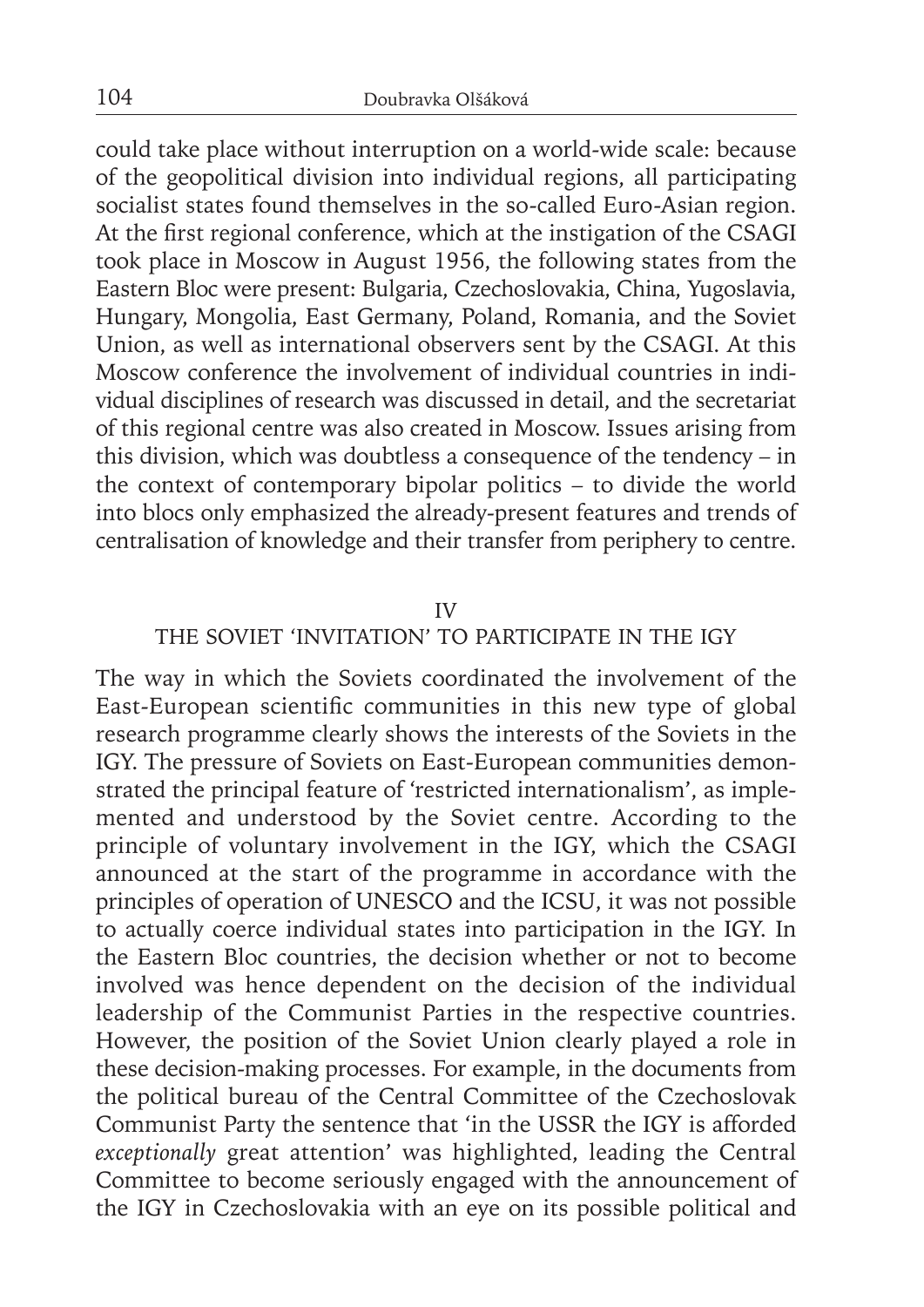could take place without interruption on a world-wide scale: because of the geopolitical division into individual regions, all participating socialist states found themselves in the so-called Euro-Asian region. At the first regional conference, which at the instigation of the CSAGI took place in Moscow in August 1956, the following states from the Eastern Bloc were present: Bulgaria, Czechoslovakia, China, Yugoslavia, Hungary, Mongolia, East Germany, Poland, Romania, and the Soviet Union, as well as international observers sent by the CSAGI. At this Moscow conference the involvement of individual countries in individual disciplines of research was discussed in detail, and the secretariat of this regional centre was also created in Moscow. Issues arising from this division, which was doubtless a consequence of the tendency – in the context of contemporary bipolar politics – to divide the world into blocs only emphasized the already-present features and trends of centralisation of knowledge and their transfer from periphery to centre.

## IV
## THE SOVIET 'INVITATION' TO PARTICIPATE IN THE IGY

The way in which the Soviets coordinated the involvement of the East-European scientific communities in this new type of global research programme clearly shows the interests of the Soviets in the IGY. The pressure of Soviets on East-European communities demonstrated the principal feature of 'restricted internationalism', as implemented and understood by the Soviet centre. According to the principle of voluntary involvement in the IGY, which the CSAGI announced at the start of the programme in accordance with the principles of operation of UNESCO and the ICSU, it was not possible to actually coerce individual states into participation in the IGY. In the Eastern Bloc countries, the decision whether or not to become involved was hence dependent on the decision of the individual leadership of the Communist Parties in the respective countries. However, the position of the Soviet Union clearly played a role in these decision-making processes. For example, in the documents from the political bureau of the Central Committee of the Czechoslovak Communist Party the sentence that 'in the USSR the IGY is afforded *exceptionally* great attention' was highlighted, leading the Central Committee to become seriously engaged with the announcement of the IGY in Czechoslovakia with an eye on its possible political and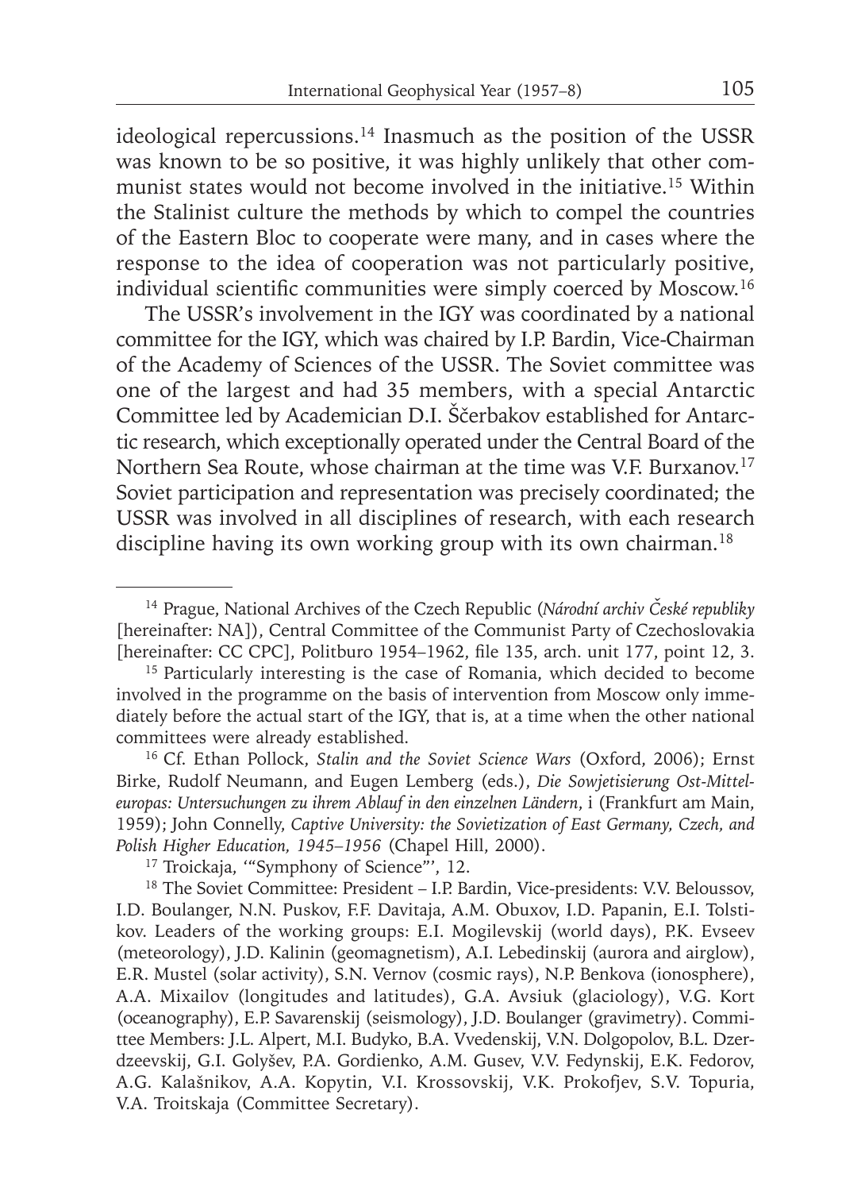ideological repercussions.[14] Inasmuch as the position of the USSR was known to be so positive, it was highly unlikely that other communist states would not become involved in the initiative.[15] Within the Stalinist culture the methods by which to compel the countries of the Eastern Bloc to cooperate were many, and in cases where the response to the idea of cooperation was not particularly positive, individual scientific communities were simply coerced by Moscow.[16]

The USSR's involvement in the IGY was coordinated by a national committee for the IGY, which was chaired by I.P. Bardin, Vice-Chairman of the Academy of Sciences of the USSR. The Soviet committee was one of the largest and had 35 members, with a special Antarctic Committee led by Academician D.I. Ščerbakov established for Antarctic research, which exceptionally operated under the Central Board of the Northern Sea Route, whose chairman at the time was V.F. Burxanov.[17] Soviet participation and representation was precisely coordinated; the USSR was involved in all disciplines of research, with each research discipline having its own working group with its own chairman.[18]

---

[14] Prague, National Archives of the Czech Republic (*Národní archiv České republiky* [hereinafter: NA]), Central Committee of the Communist Party of Czechoslovakia [hereinafter: CC CPC], Politburo 1954–1962, file 135, arch. unit 177, point 12, 3.

[15] Particularly interesting is the case of Romania, which decided to become involved in the programme on the basis of intervention from Moscow only immediately before the actual start of the IGY, that is, at a time when the other national committees were already established.

[16] Cf. Ethan Pollock, *Stalin and the Soviet Science Wars* (Oxford, 2006); Ernst Birke, Rudolf Neumann, and Eugen Lemberg (eds.), *Die Sowjetisierung Ost-Mitteleuropas: Untersuchungen zu ihrem Ablauf in den einzelnen Ländern*, i (Frankfurt am Main, 1959); John Connelly, *Captive University: the Sovietization of East Germany, Czech, and Polish Higher Education, 1945–1956* (Chapel Hill, 2000).

[17] Troickaja, '"Symphony of Science"', 12.

[18] The Soviet Committee: President – I.P. Bardin, Vice-presidents: V.V. Beloussov, I.D. Boulanger, N.N. Puskov, F.F. Davitaja, A.M. Obuxov, I.D. Papanin, E.I. Tolstikov. Leaders of the working groups: E.I. Mogilevskij (world days), P.K. Evseev (meteorology), J.D. Kalinin (geomagnetism), A.I. Lebedinskij (aurora and airglow), E.R. Mustel (solar activity), S.N. Vernov (cosmic rays), N.P. Benkova (ionosphere), A.A. Mixailov (longitudes and latitudes), G.A. Avsiuk (glaciology), V.G. Kort (oceanography), E.P. Savarenskij (seismology), J.D. Boulanger (gravimetry). Committee Members: J.L. Alpert, M.I. Budyko, B.A. Vvedenskij, V.N. Dolgopolov, B.L. Dzerdzeevskij, G.I. Golyšev, P.A. Gordienko, A.M. Gusev, V.V. Fedynskij, E.K. Fedorov, A.G. Kalašnikov, A.A. Kopytin, V.I. Krossovskij, V.K. Prokofjev, S.V. Topuria, V.A. Troitskaja (Committee Secretary).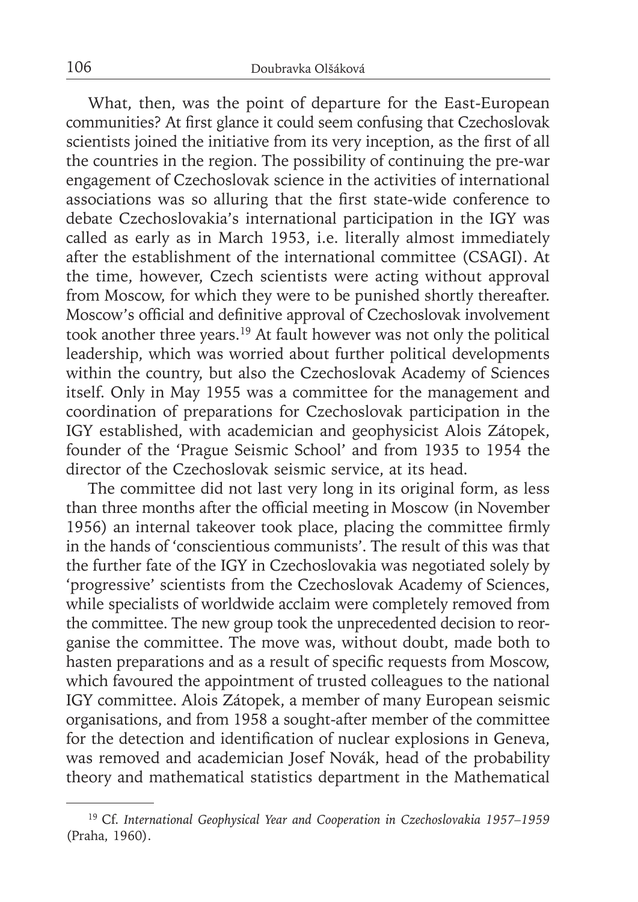What, then, was the point of departure for the East-European communities? At first glance it could seem confusing that Czechoslovak scientists joined the initiative from its very inception, as the first of all the countries in the region. The possibility of continuing the pre-war engagement of Czechoslovak science in the activities of international associations was so alluring that the first state-wide conference to debate Czechoslovakia's international participation in the IGY was called as early as in March 1953, i.e. literally almost immediately after the establishment of the international committee (CSAGI). At the time, however, Czech scientists were acting without approval from Moscow, for which they were to be punished shortly thereafter. Moscow's official and definitive approval of Czechoslovak involvement took another three years.[19] At fault however was not only the political leadership, which was worried about further political developments within the country, but also the Czechoslovak Academy of Sciences itself. Only in May 1955 was a committee for the management and coordination of preparations for Czechoslovak participation in the IGY established, with academician and geophysicist Alois Zátopek, founder of the 'Prague Seismic School' and from 1935 to 1954 the director of the Czechoslovak seismic service, at its head.

The committee did not last very long in its original form, as less than three months after the official meeting in Moscow (in November 1956) an internal takeover took place, placing the committee firmly in the hands of 'conscientious communists'. The result of this was that the further fate of the IGY in Czechoslovakia was negotiated solely by 'progressive' scientists from the Czechoslovak Academy of Sciences, while specialists of worldwide acclaim were completely removed from the committee. The new group took the unprecedented decision to reorganise the committee. The move was, without doubt, made both to hasten preparations and as a result of specific requests from Moscow, which favoured the appointment of trusted colleagues to the national IGY committee. Alois Zátopek, a member of many European seismic organisations, and from 1958 a sought-after member of the committee for the detection and identification of nuclear explosions in Geneva, was removed and academician Josef Novák, head of the probability theory and mathematical statistics department in the Mathematical

---

[19] Cf. *International Geophysical Year and Cooperation in Czechoslovakia 1957–1959* (Praha, 1960).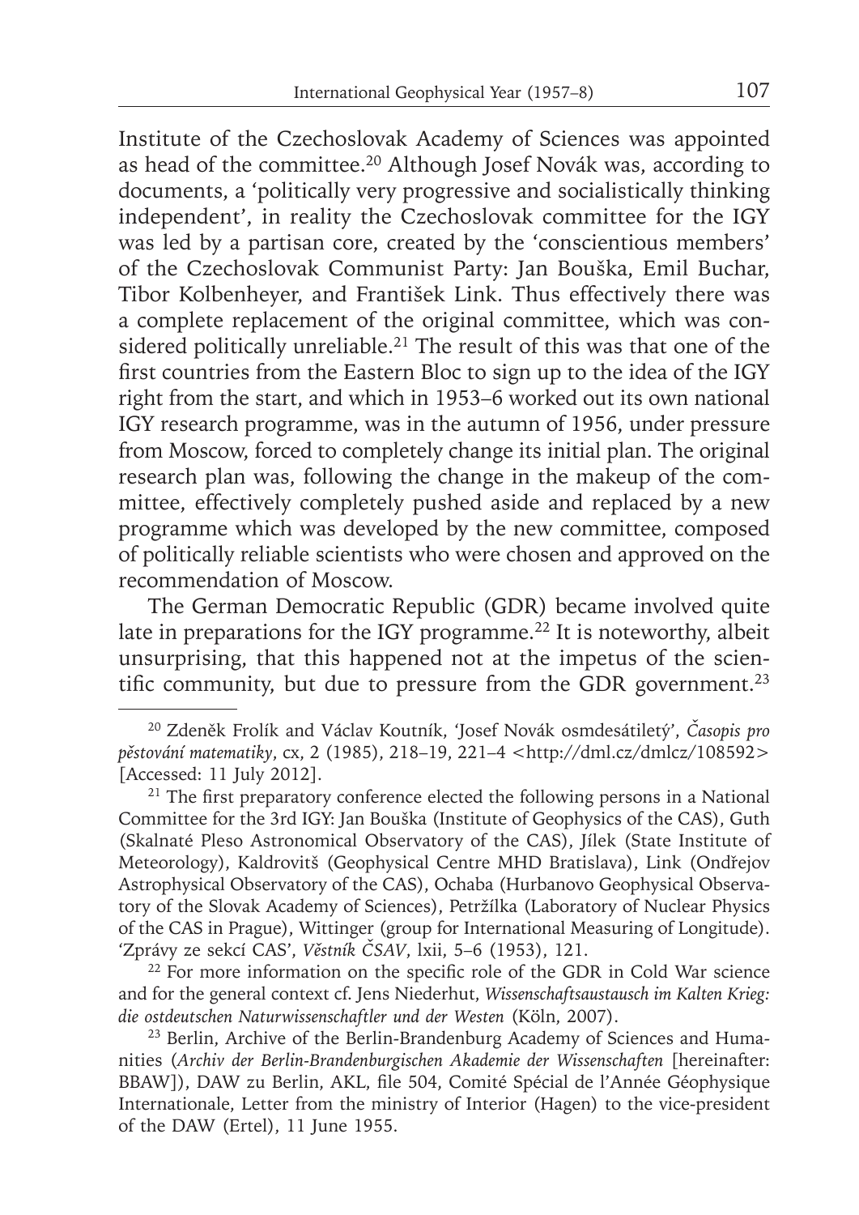Institute of the Czechoslovak Academy of Sciences was appointed as head of the committee.[20] Although Josef Novák was, according to documents, a 'politically very progressive and socialistically thinking independent', in reality the Czechoslovak committee for the IGY was led by a partisan core, created by the 'conscientious members' of the Czechoslovak Communist Party: Jan Bouška, Emil Buchar, Tibor Kolbenheyer, and František Link. Thus effectively there was a complete replacement of the original committee, which was considered politically unreliable.[21] The result of this was that one of the first countries from the Eastern Bloc to sign up to the idea of the IGY right from the start, and which in 1953–6 worked out its own national IGY research programme, was in the autumn of 1956, under pressure from Moscow, forced to completely change its initial plan. The original research plan was, following the change in the makeup of the committee, effectively completely pushed aside and replaced by a new programme which was developed by the new committee, composed of politically reliable scientists who were chosen and approved on the recommendation of Moscow.

The German Democratic Republic (GDR) became involved quite late in preparations for the IGY programme.[22] It is noteworthy, albeit unsurprising, that this happened not at the impetus of the scientific community, but due to pressure from the GDR government.[23]

---

[20] Zdeněk Frolík and Václav Koutník, 'Josef Novák osmdesátiletý', *Časopis pro pěstování matematiky*, cx, 2 (1985), 218–19, 221–4 <http://dml.cz/dmlcz/108592> [Accessed: 11 July 2012].

[21] The first preparatory conference elected the following persons in a National Committee for the 3rd IGY: Jan Bouška (Institute of Geophysics of the CAS), Guth (Skalnaté Pleso Astronomical Observatory of the CAS), Jílek (State Institute of Meteorology), Kaldrovitš (Geophysical Centre MHD Bratislava), Link (Ondřejov Astrophysical Observatory of the CAS), Ochaba (Hurbanovo Geophysical Observatory of the Slovak Academy of Sciences), Petržílka (Laboratory of Nuclear Physics of the CAS in Prague), Wittinger (group for International Measuring of Longitude). 'Zprávy ze sekcí CAS', *Věstník ČSAV*, lxii, 5–6 (1953), 121.

[22] For more information on the specific role of the GDR in Cold War science and for the general context cf. Jens Niederhut, *Wissenschaftsaustausch im Kalten Krieg: die ostdeutschen Naturwissenschaftler und der Westen* (Köln, 2007).

[23] Berlin, Archive of the Berlin-Brandenburg Academy of Sciences and Humanities (*Archiv der Berlin-Brandenburgischen Akademie der Wissenschaften* [hereinafter: BBAW]), DAW zu Berlin, AKL, file 504, Comité Spécial de l'Année Géophysique Internationale, Letter from the ministry of Interior (Hagen) to the vice-president of the DAW (Ertel), 11 June 1955.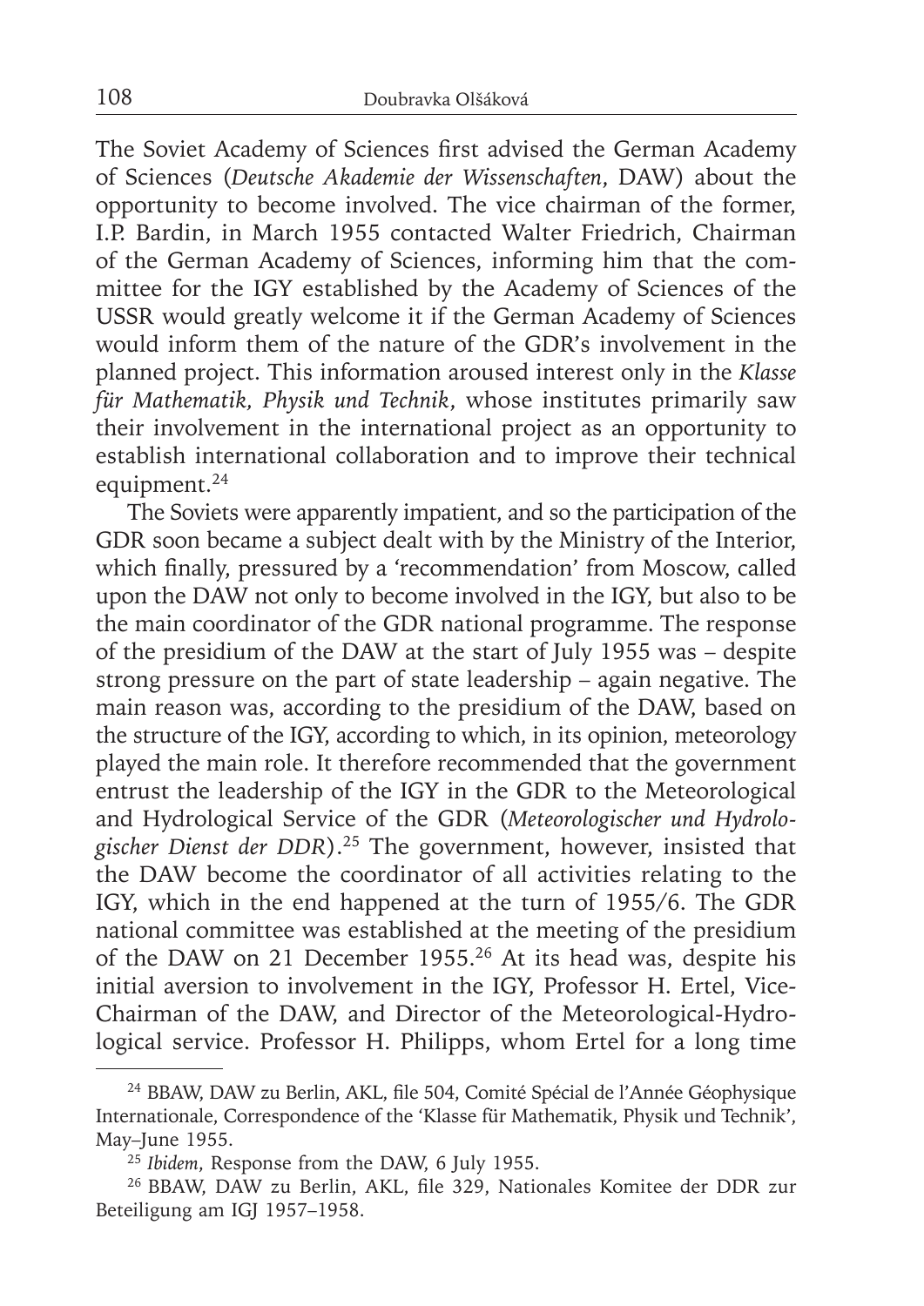The Soviet Academy of Sciences first advised the German Academy of Sciences (*Deutsche Akademie der Wissenschaften*, DAW) about the opportunity to become involved. The vice chairman of the former, I.P. Bardin, in March 1955 contacted Walter Friedrich, Chairman of the German Academy of Sciences, informing him that the committee for the IGY established by the Academy of Sciences of the USSR would greatly welcome it if the German Academy of Sciences would inform them of the nature of the GDR's involvement in the planned project. This information aroused interest only in the *Klasse für Mathematik, Physik und Technik*, whose institutes primarily saw their involvement in the international project as an opportunity to establish international collaboration and to improve their technical equipment.[24]

The Soviets were apparently impatient, and so the participation of the GDR soon became a subject dealt with by the Ministry of the Interior, which finally, pressured by a 'recommendation' from Moscow, called upon the DAW not only to become involved in the IGY, but also to be the main coordinator of the GDR national programme. The response of the presidium of the DAW at the start of July 1955 was – despite strong pressure on the part of state leadership – again negative. The main reason was, according to the presidium of the DAW, based on the structure of the IGY, according to which, in its opinion, meteorology played the main role. It therefore recommended that the government entrust the leadership of the IGY in the GDR to the Meteorological and Hydrological Service of the GDR (*Meteorologischer und Hydrologischer Dienst der DDR*).[25] The government, however, insisted that the DAW become the coordinator of all activities relating to the IGY, which in the end happened at the turn of 1955/6. The GDR national committee was established at the meeting of the presidium of the DAW on 21 December 1955.[26] At its head was, despite his initial aversion to involvement in the IGY, Professor H. Ertel, Vice-Chairman of the DAW, and Director of the Meteorological-Hydrological service. Professor H. Philipps, whom Ertel for a long time

---

[24] BBAW, DAW zu Berlin, AKL, file 504, Comité Spécial de l'Année Géophysique Internationale, Correspondence of the 'Klasse für Mathematik, Physik und Technik', May–June 1955.

[25] *Ibidem*, Response from the DAW, 6 July 1955.

[26] BBAW, DAW zu Berlin, AKL, file 329, Nationales Komitee der DDR zur Beteiligung am IGJ 1957–1958.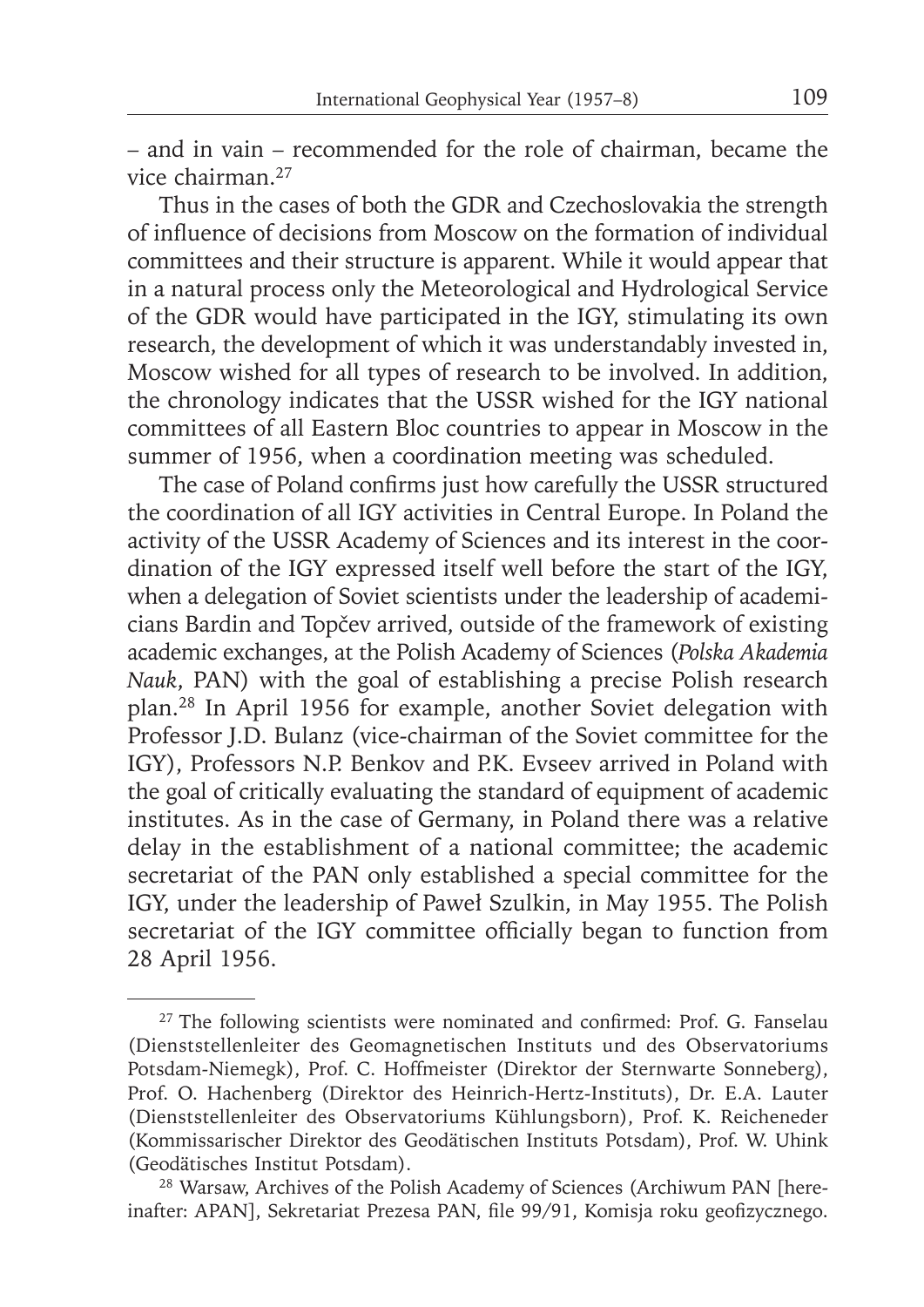– and in vain – recommended for the role of chairman, became the vice chairman.[27]

Thus in the cases of both the GDR and Czechoslovakia the strength of influence of decisions from Moscow on the formation of individual committees and their structure is apparent. While it would appear that in a natural process only the Meteorological and Hydrological Service of the GDR would have participated in the IGY, stimulating its own research, the development of which it was understandably invested in, Moscow wished for all types of research to be involved. In addition, the chronology indicates that the USSR wished for the IGY national committees of all Eastern Bloc countries to appear in Moscow in the summer of 1956, when a coordination meeting was scheduled.

The case of Poland confirms just how carefully the USSR structured the coordination of all IGY activities in Central Europe. In Poland the activity of the USSR Academy of Sciences and its interest in the coordination of the IGY expressed itself well before the start of the IGY, when a delegation of Soviet scientists under the leadership of academicians Bardin and Topčev arrived, outside of the framework of existing academic exchanges, at the Polish Academy of Sciences (*Polska Akademia Nauk*, PAN) with the goal of establishing a precise Polish research plan.[28] In April 1956 for example, another Soviet delegation with Professor J.D. Bulanz (vice-chairman of the Soviet committee for the IGY), Professors N.P. Benkov and P.K. Evseev arrived in Poland with the goal of critically evaluating the standard of equipment of academic institutes. As in the case of Germany, in Poland there was a relative delay in the establishment of a national committee; the academic secretariat of the PAN only established a special committee for the IGY, under the leadership of Paweł Szulkin, in May 1955. The Polish secretariat of the IGY committee officially began to function from 28 April 1956.

---

[27] The following scientists were nominated and confirmed: Prof. G. Fanselau (Dienststellenleiter des Geomagnetischen Instituts und des Observatoriums Potsdam-Niemegk), Prof. C. Hoffmeister (Direktor der Sternwarte Sonneberg), Prof. O. Hachenberg (Direktor des Heinrich-Hertz-Instituts), Dr. E.A. Lauter (Dienststellenleiter des Observatoriums Kühlungsborn), Prof. K. Reicheneder (Kommissarischer Direktor des Geodätischen Instituts Potsdam), Prof. W. Uhink (Geodätisches Institut Potsdam).

[28] Warsaw, Archives of the Polish Academy of Sciences (Archiwum PAN [hereinafter: APAN], Sekretariat Prezesa PAN, file 99/91, Komisja roku geofizycznego.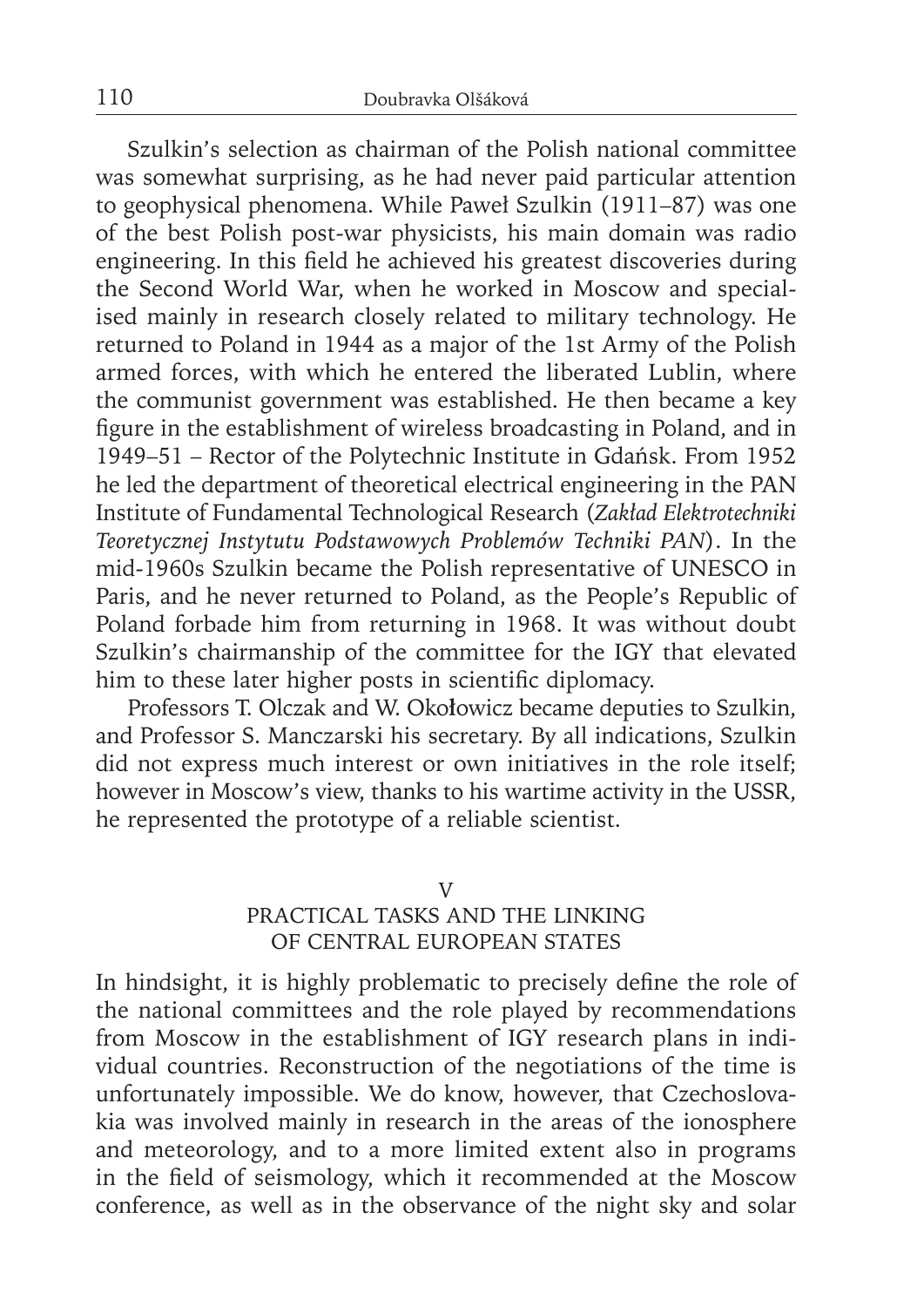Szulkin's selection as chairman of the Polish national committee was somewhat surprising, as he had never paid particular attention to geophysical phenomena. While Paweł Szulkin (1911–87) was one of the best Polish post-war physicists, his main domain was radio engineering. In this field he achieved his greatest discoveries during the Second World War, when he worked in Moscow and specialised mainly in research closely related to military technology. He returned to Poland in 1944 as a major of the 1st Army of the Polish armed forces, with which he entered the liberated Lublin, where the communist government was established. He then became a key figure in the establishment of wireless broadcasting in Poland, and in 1949–51 – Rector of the Polytechnic Institute in Gdańsk. From 1952 he led the department of theoretical electrical engineering in the PAN Institute of Fundamental Technological Research (*Zakład Elektrotechniki Teoretycznej Instytutu Podstawowych Problemów Techniki PAN*). In the mid-1960s Szulkin became the Polish representative of UNESCO in Paris, and he never returned to Poland, as the People's Republic of Poland forbade him from returning in 1968. It was without doubt Szulkin's chairmanship of the committee for the IGY that elevated him to these later higher posts in scientific diplomacy.

Professors T. Olczak and W. Okołowicz became deputies to Szulkin, and Professor S. Manczarski his secretary. By all indications, Szulkin did not express much interest or own initiatives in the role itself; however in Moscow's view, thanks to his wartime activity in the USSR, he represented the prototype of a reliable scientist.

## V
## PRACTICAL TASKS AND THE LINKING OF CENTRAL EUROPEAN STATES

In hindsight, it is highly problematic to precisely define the role of the national committees and the role played by recommendations from Moscow in the establishment of IGY research plans in individual countries. Reconstruction of the negotiations of the time is unfortunately impossible. We do know, however, that Czechoslovakia was involved mainly in research in the areas of the ionosphere and meteorology, and to a more limited extent also in programs in the field of seismology, which it recommended at the Moscow conference, as well as in the observance of the night sky and solar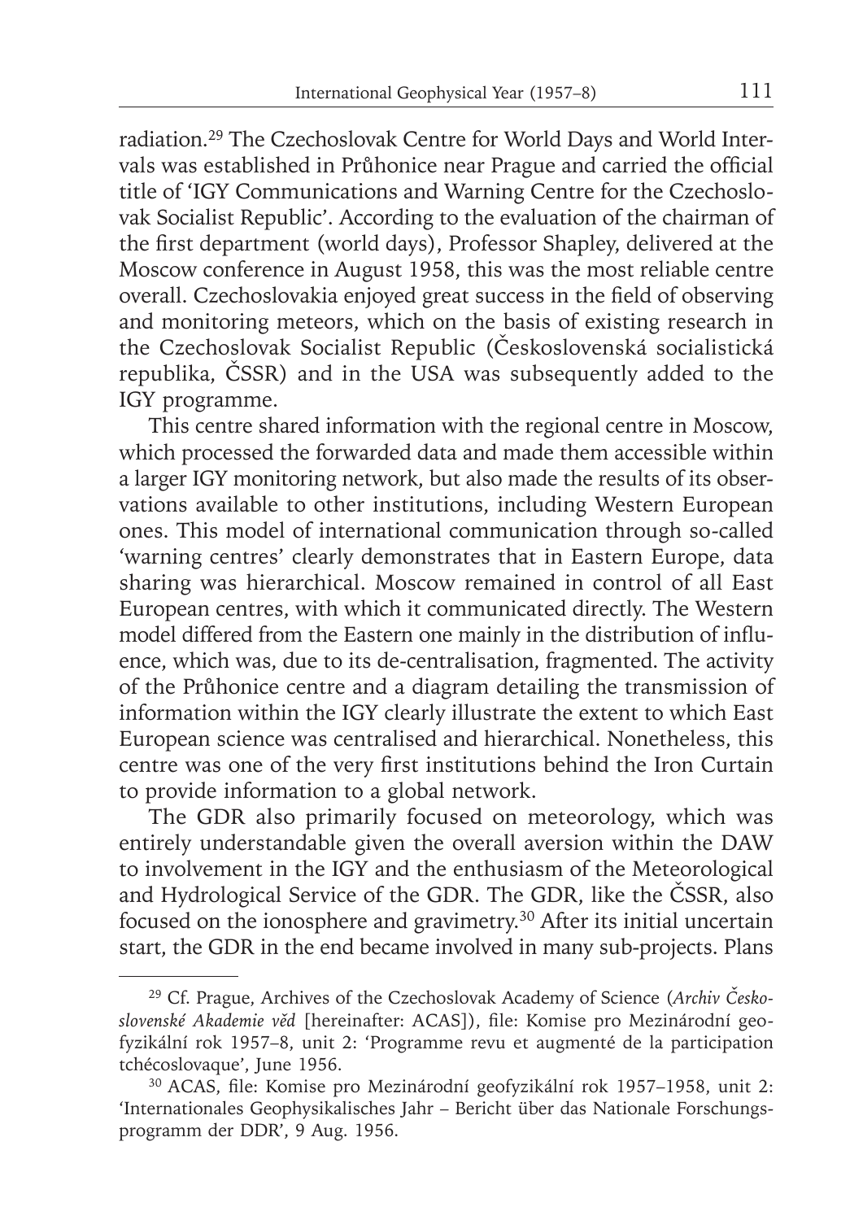radiation.[29] The Czechoslovak Centre for World Days and World Intervals was established in Průhonice near Prague and carried the official title of 'IGY Communications and Warning Centre for the Czechoslovak Socialist Republic'. According to the evaluation of the chairman of the first department (world days), Professor Shapley, delivered at the Moscow conference in August 1958, this was the most reliable centre overall. Czechoslovakia enjoyed great success in the field of observing and monitoring meteors, which on the basis of existing research in the Czechoslovak Socialist Republic (Československá socialistická republika, ČSSR) and in the USA was subsequently added to the IGY programme.

This centre shared information with the regional centre in Moscow, which processed the forwarded data and made them accessible within a larger IGY monitoring network, but also made the results of its observations available to other institutions, including Western European ones. This model of international communication through so-called 'warning centres' clearly demonstrates that in Eastern Europe, data sharing was hierarchical. Moscow remained in control of all East European centres, with which it communicated directly. The Western model differed from the Eastern one mainly in the distribution of influence, which was, due to its de-centralisation, fragmented. The activity of the Průhonice centre and a diagram detailing the transmission of information within the IGY clearly illustrate the extent to which East European science was centralised and hierarchical. Nonetheless, this centre was one of the very first institutions behind the Iron Curtain to provide information to a global network.

The GDR also primarily focused on meteorology, which was entirely understandable given the overall aversion within the DAW to involvement in the IGY and the enthusiasm of the Meteorological and Hydrological Service of the GDR. The GDR, like the ČSSR, also focused on the ionosphere and gravimetry.[30] After its initial uncertain start, the GDR in the end became involved in many sub-projects. Plans

---

[29] Cf. Prague, Archives of the Czechoslovak Academy of Science (*Archiv Československé Akademie věd* [hereinafter: ACAS]), file: Komise pro Mezinárodní geofyzikální rok 1957–8, unit 2: 'Programme revu et augmenté de la participation tchécoslovaque', June 1956.

[30] ACAS, file: Komise pro Mezinárodní geofyzikální rok 1957–1958, unit 2: 'Internationales Geophysikalisches Jahr – Bericht über das Nationale Forschungsprogramm der DDR', 9 Aug. 1956.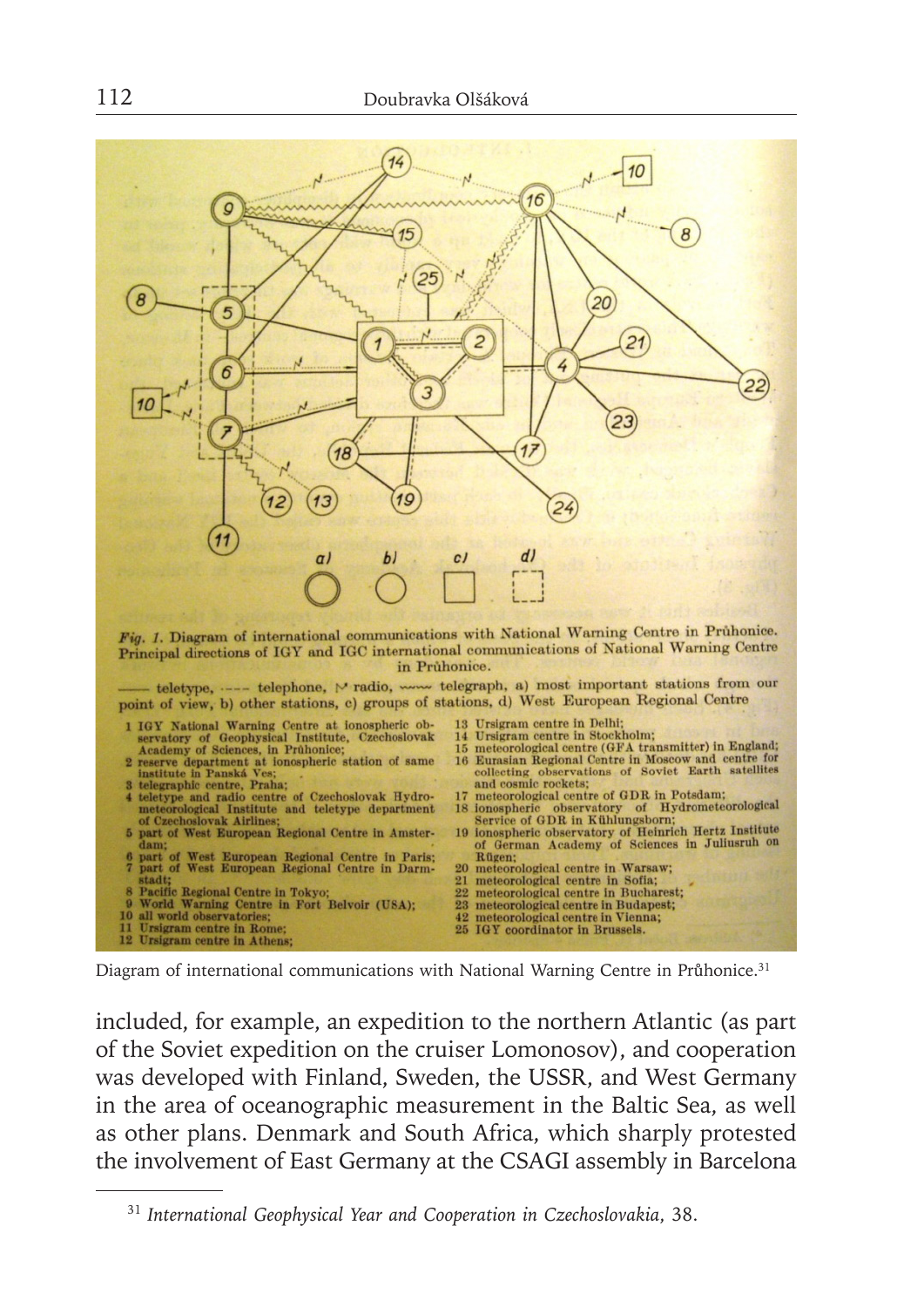*Fig. 1.* Diagram of international communications with National Warning Centre in Průhonice. Principal directions of IGY and IGC international communications of National Warning Centre in Průhonice.

—— teletype, ---- telephone, radio, telegraph, a) most important stations from our point of view, b) other stations, c) groups of stations, d) West European Regional Centre

1 IGY National Warning Centre at ionospheric observatory of Geophysical Institute, Czechoslovak Academy of Sciences, in Průhonice;
2 reserve department at ionospheric station of same institute in Panská Ves;
3 telegraphic centre, Praha;
4 teletype and radio centre of Czechoslovak Hydrometeorological Institute and teletype department of Czechoslovak Airlines;
5 part of West European Regional Centre in Amsterdam;
6 part of West European Regional Centre in Paris;
7 part of West European Regional Centre in Darmstadt;
8 Pacific Regional Centre in Tokyo;
9 World Warning Centre in Fort Belvoir (USA);
10 all world observatories;
11 Ursigram centre in Rome;
12 Ursigram centre in Athens;
13 Ursigram centre in Delhi;
14 Ursigram centre in Stockholm;
15 meteorological centre (GFA transmitter) in England;
16 Eurasian Regional Centre in Moscow and centre for collecting observations of Soviet Earth satellites and cosmic rockets;
17 meteorological centre of GDR in Potsdam;
18 ionospheric observatory of Hydrometeorological Service of GDR in Kühlungsborn;
19 ionospheric observatory of Heinrich Hertz Institute of German Academy of Sciences in Juliusruh on Rügen;
20 meteorological centre in Warsaw;
21 meteorological centre in Sofia;
22 meteorological centre in Bucharest;
23 meteorological centre in Budapest;
42 meteorological centre in Vienna;
25 IGY coordinator in Brussels.

Diagram of international communications with National Warning Centre in Průhonice.[31]

included, for example, an expedition to the northern Atlantic (as part of the Soviet expedition on the cruiser Lomonosov), and cooperation was developed with Finland, Sweden, the USSR, and West Germany in the area of oceanographic measurement in the Baltic Sea, as well as other plans. Denmark and South Africa, which sharply protested the involvement of East Germany at the CSAGI assembly in Barcelona

[31] *International Geophysical Year and Cooperation in Czechoslovakia*, 38.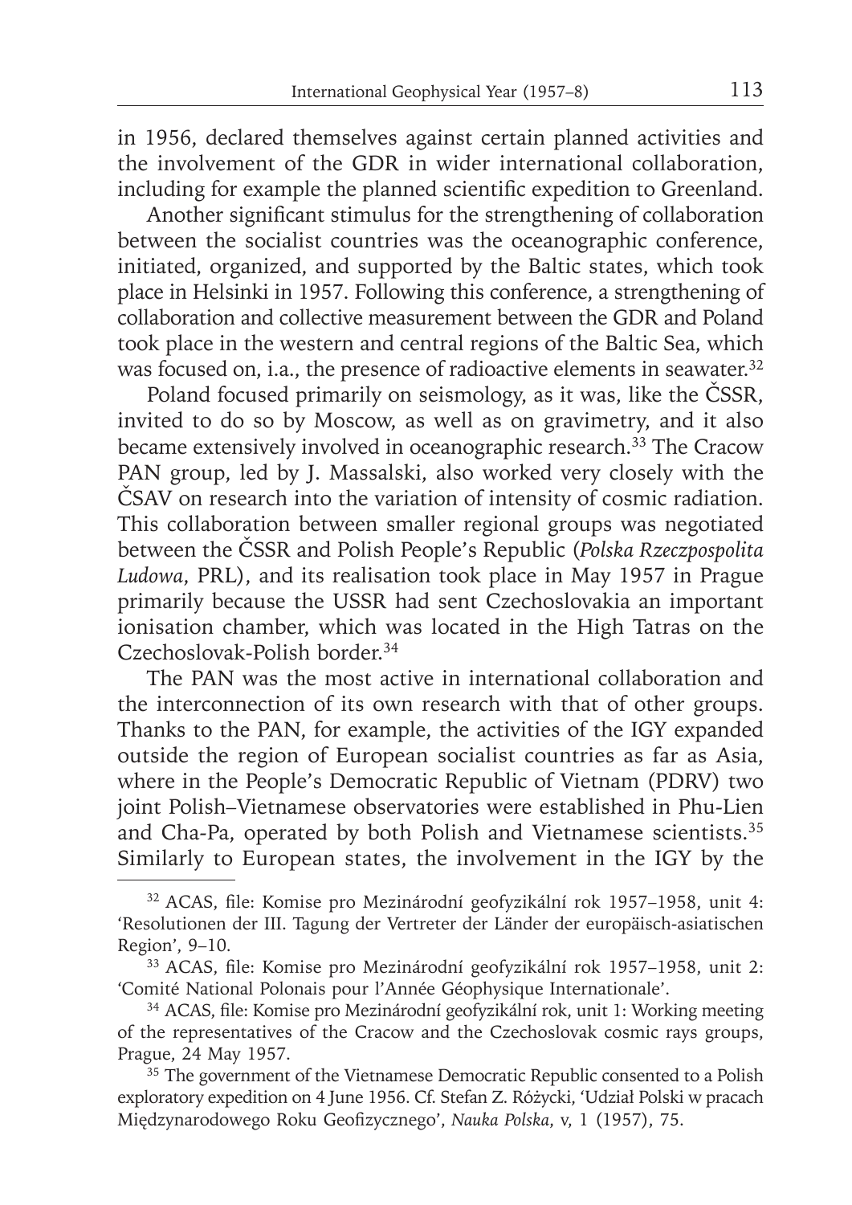in 1956, declared themselves against certain planned activities and the involvement of the GDR in wider international collaboration, including for example the planned scientific expedition to Greenland.

Another significant stimulus for the strengthening of collaboration between the socialist countries was the oceanographic conference, initiated, organized, and supported by the Baltic states, which took place in Helsinki in 1957. Following this conference, a strengthening of collaboration and collective measurement between the GDR and Poland took place in the western and central regions of the Baltic Sea, which was focused on, i.a., the presence of radioactive elements in seawater.[32]

Poland focused primarily on seismology, as it was, like the ČSSR, invited to do so by Moscow, as well as on gravimetry, and it also became extensively involved in oceanographic research.[33] The Cracow PAN group, led by J. Massalski, also worked very closely with the ČSAV on research into the variation of intensity of cosmic radiation. This collaboration between smaller regional groups was negotiated between the ČSSR and Polish People's Republic (*Polska Rzeczpospolita Ludowa*, PRL), and its realisation took place in May 1957 in Prague primarily because the USSR had sent Czechoslovakia an important ionisation chamber, which was located in the High Tatras on the Czechoslovak-Polish border.[34]

The PAN was the most active in international collaboration and the interconnection of its own research with that of other groups. Thanks to the PAN, for example, the activities of the IGY expanded outside the region of European socialist countries as far as Asia, where in the People's Democratic Republic of Vietnam (PDRV) two joint Polish–Vietnamese observatories were established in Phu-Lien and Cha-Pa, operated by both Polish and Vietnamese scientists.[35] Similarly to European states, the involvement in the IGY by the

---

[32] ACAS, file: Komise pro Mezinárodní geofyzikální rok 1957–1958, unit 4: 'Resolutionen der III. Tagung der Vertreter der Länder der europäisch-asiatischen Region', 9–10.

[33] ACAS, file: Komise pro Mezinárodní geofyzikální rok 1957–1958, unit 2: 'Comité National Polonais pour l'Année Géophysique Internationale'.

[34] ACAS, file: Komise pro Mezinárodní geofyzikální rok, unit 1: Working meeting of the representatives of the Cracow and the Czechoslovak cosmic rays groups, Prague, 24 May 1957.

[35] The government of the Vietnamese Democratic Republic consented to a Polish exploratory expedition on 4 June 1956. Cf. Stefan Z. Różycki, 'Udział Polski w pracach Międzynarodowego Roku Geofizycznego', *Nauka Polska*, v, 1 (1957), 75.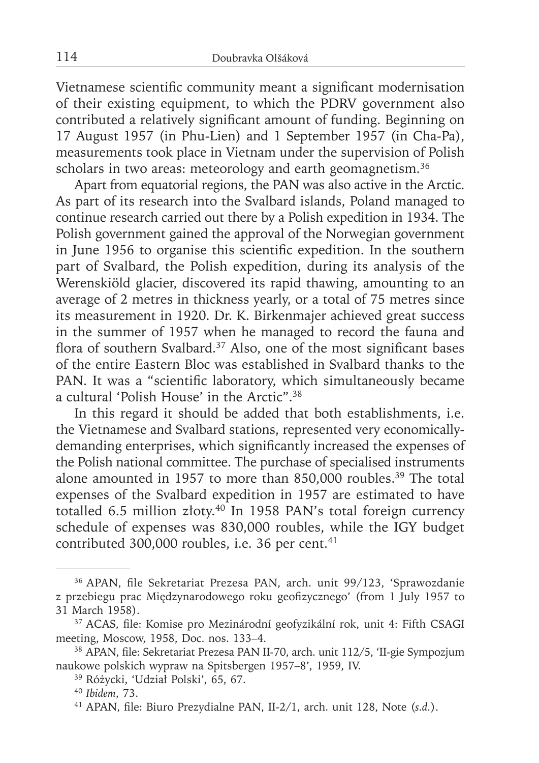Vietnamese scientific community meant a significant modernisation of their existing equipment, to which the PDRV government also contributed a relatively significant amount of funding. Beginning on 17 August 1957 (in Phu-Lien) and 1 September 1957 (in Cha-Pa), measurements took place in Vietnam under the supervision of Polish scholars in two areas: meteorology and earth geomagnetism.[36]

Apart from equatorial regions, the PAN was also active in the Arctic. As part of its research into the Svalbard islands, Poland managed to continue research carried out there by a Polish expedition in 1934. The Polish government gained the approval of the Norwegian government in June 1956 to organise this scientific expedition. In the southern part of Svalbard, the Polish expedition, during its analysis of the Werenskiöld glacier, discovered its rapid thawing, amounting to an average of 2 metres in thickness yearly, or a total of 75 metres since its measurement in 1920. Dr. K. Birkenmajer achieved great success in the summer of 1957 when he managed to record the fauna and flora of southern Svalbard.[37] Also, one of the most significant bases of the entire Eastern Bloc was established in Svalbard thanks to the PAN. It was a "scientific laboratory, which simultaneously became a cultural 'Polish House' in the Arctic".[38]

In this regard it should be added that both establishments, i.e. the Vietnamese and Svalbard stations, represented very economically-demanding enterprises, which significantly increased the expenses of the Polish national committee. The purchase of specialised instruments alone amounted in 1957 to more than 850,000 roubles.[39] The total expenses of the Svalbard expedition in 1957 are estimated to have totalled 6.5 million złoty.[40] In 1958 PAN's total foreign currency schedule of expenses was 830,000 roubles, while the IGY budget contributed 300,000 roubles, i.e. 36 per cent.[41]

---

[36] APAN, file Sekretariat Prezesa PAN, arch. unit 99/123, 'Sprawozdanie z przebiegu prac Międzynarodowego roku geofizycznego' (from 1 July 1957 to 31 March 1958).

[37] ACAS, file: Komise pro Mezinárodní geofyzikální rok, unit 4: Fifth CSAGI meeting, Moscow, 1958, Doc. nos. 133–4.

[38] APAN, file: Sekretariat Prezesa PAN II-70, arch. unit 112/5, 'II-gie Sympozjum naukowe polskich wypraw na Spitsbergen 1957–8', 1959, IV.

[39] Różycki, 'Udział Polski', 65, 67.

[40] *Ibidem*, 73.

[41] APAN, file: Biuro Prezydialne PAN, II-2/1, arch. unit 128, Note (*s.d.*).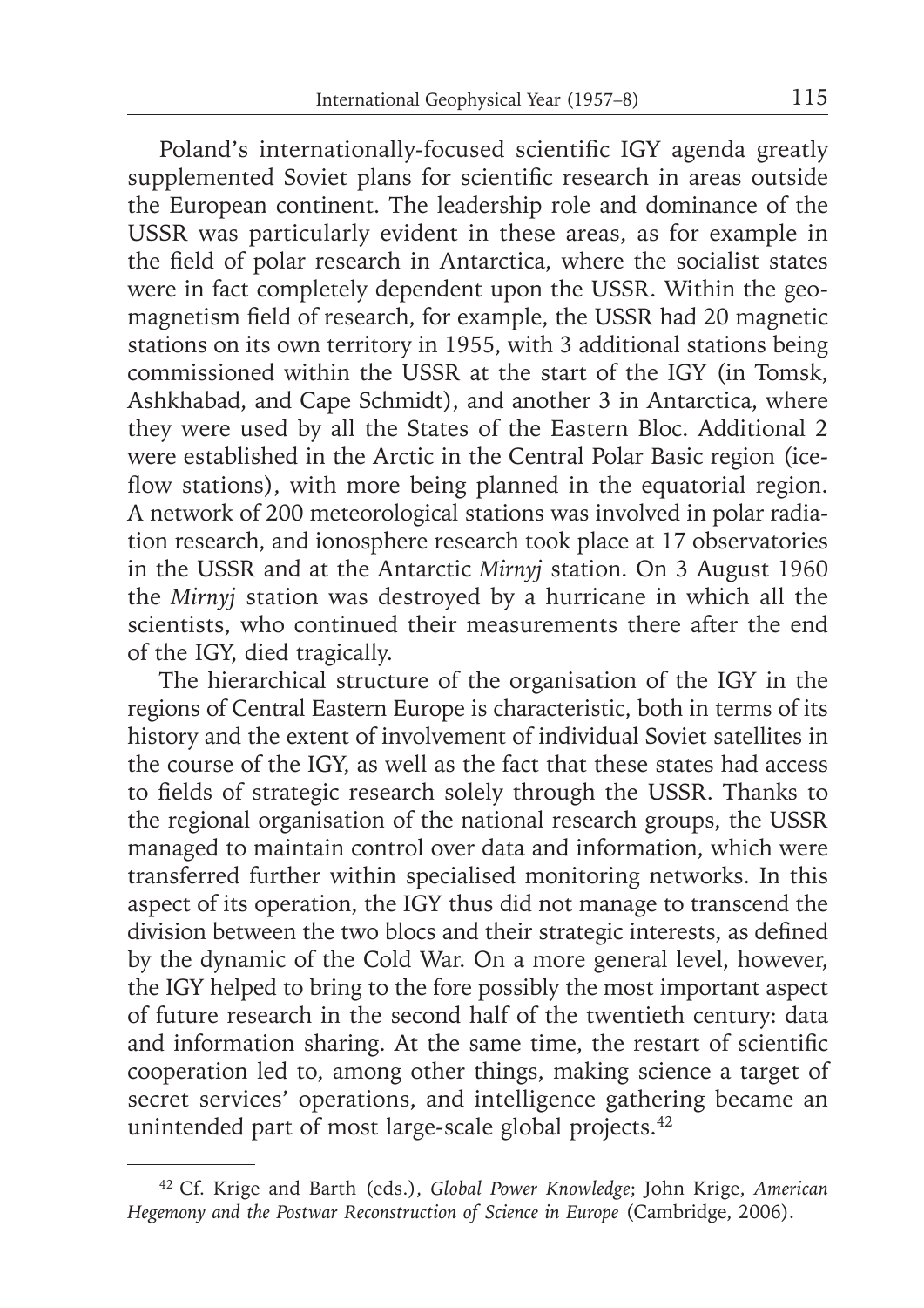Poland's internationally-focused scientific IGY agenda greatly supplemented Soviet plans for scientific research in areas outside the European continent. The leadership role and dominance of the USSR was particularly evident in these areas, as for example in the field of polar research in Antarctica, where the socialist states were in fact completely dependent upon the USSR. Within the geomagnetism field of research, for example, the USSR had 20 magnetic stations on its own territory in 1955, with 3 additional stations being commissioned within the USSR at the start of the IGY (in Tomsk, Ashkhabad, and Cape Schmidt), and another 3 in Antarctica, where they were used by all the States of the Eastern Bloc. Additional 2 were established in the Arctic in the Central Polar Basic region (ice-flow stations), with more being planned in the equatorial region. A network of 200 meteorological stations was involved in polar radiation research, and ionosphere research took place at 17 observatories in the USSR and at the Antarctic *Mirnyj* station. On 3 August 1960 the *Mirnyj* station was destroyed by a hurricane in which all the scientists, who continued their measurements there after the end of the IGY, died tragically.

The hierarchical structure of the organisation of the IGY in the regions of Central Eastern Europe is characteristic, both in terms of its history and the extent of involvement of individual Soviet satellites in the course of the IGY, as well as the fact that these states had access to fields of strategic research solely through the USSR. Thanks to the regional organisation of the national research groups, the USSR managed to maintain control over data and information, which were transferred further within specialised monitoring networks. In this aspect of its operation, the IGY thus did not manage to transcend the division between the two blocs and their strategic interests, as defined by the dynamic of the Cold War. On a more general level, however, the IGY helped to bring to the fore possibly the most important aspect of future research in the second half of the twentieth century: data and information sharing. At the same time, the restart of scientific cooperation led to, among other things, making science a target of secret services' operations, and intelligence gathering became an unintended part of most large-scale global projects.[42]

---

[42] Cf. Krige and Barth (eds.), *Global Power Knowledge*; John Krige, *American Hegemony and the Postwar Reconstruction of Science in Europe* (Cambridge, 2006).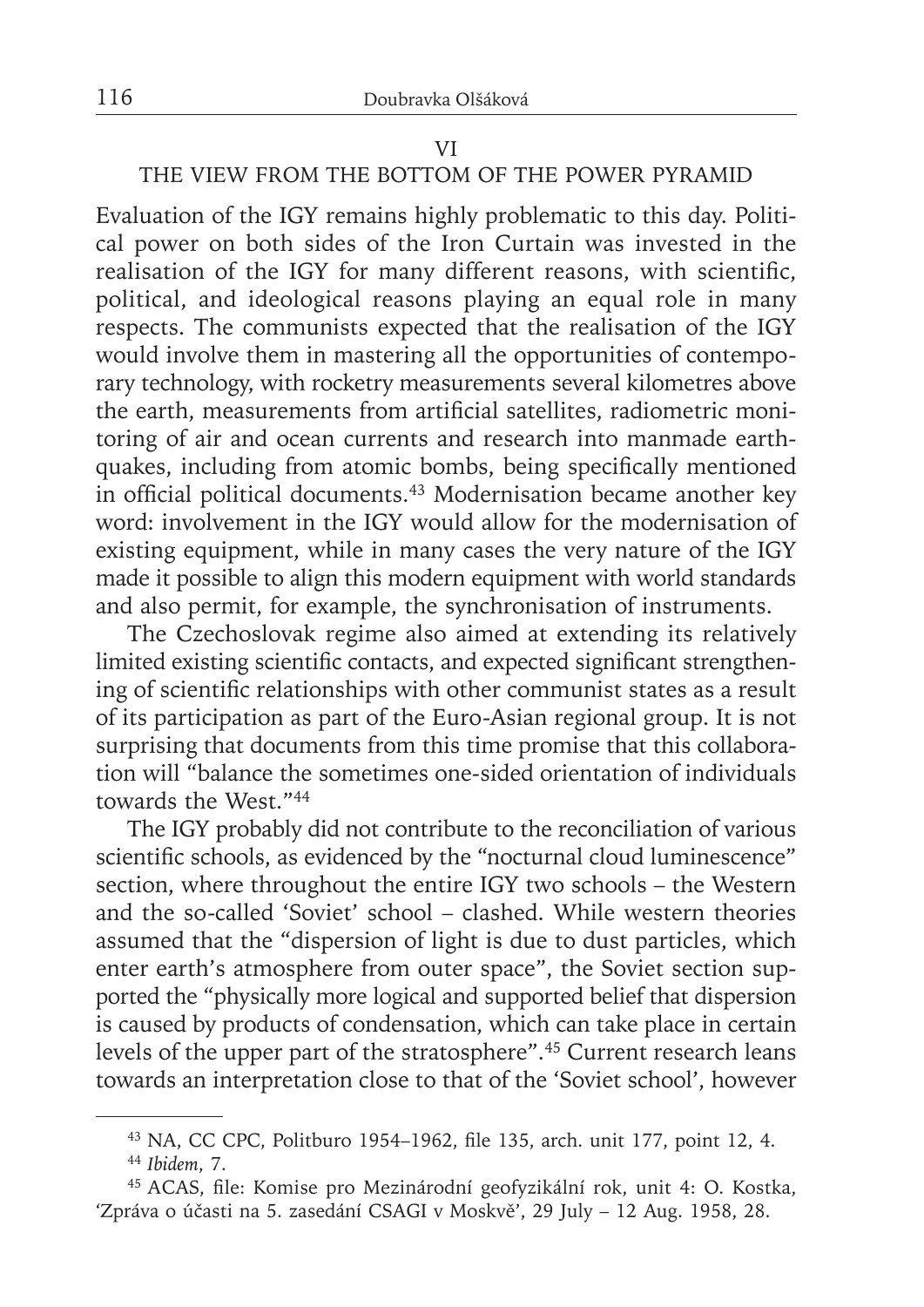## VI

## THE VIEW FROM THE BOTTOM OF THE POWER PYRAMID

Evaluation of the IGY remains highly problematic to this day. Political power on both sides of the Iron Curtain was invested in the realisation of the IGY for many different reasons, with scientific, political, and ideological reasons playing an equal role in many respects. The communists expected that the realisation of the IGY would involve them in mastering all the opportunities of contemporary technology, with rocketry measurements several kilometres above the earth, measurements from artificial satellites, radiometric monitoring of air and ocean currents and research into manmade earthquakes, including from atomic bombs, being specifically mentioned in official political documents.[43] Modernisation became another key word: involvement in the IGY would allow for the modernisation of existing equipment, while in many cases the very nature of the IGY made it possible to align this modern equipment with world standards and also permit, for example, the synchronisation of instruments.

The Czechoslovak regime also aimed at extending its relatively limited existing scientific contacts, and expected significant strengthening of scientific relationships with other communist states as a result of its participation as part of the Euro-Asian regional group. It is not surprising that documents from this time promise that this collaboration will "balance the sometimes one-sided orientation of individuals towards the West."[44]

The IGY probably did not contribute to the reconciliation of various scientific schools, as evidenced by the "nocturnal cloud luminescence" section, where throughout the entire IGY two schools – the Western and the so-called 'Soviet' school – clashed. While western theories assumed that the "dispersion of light is due to dust particles, which enter earth's atmosphere from outer space", the Soviet section supported the "physically more logical and supported belief that dispersion is caused by products of condensation, which can take place in certain levels of the upper part of the stratosphere".[45] Current research leans towards an interpretation close to that of the 'Soviet school', however

---

[43] NA, CC CPC, Politburo 1954–1962, file 135, arch. unit 177, point 12, 4.

[44] *Ibidem*, 7.

[45] ACAS, file: Komise pro Mezinárodní geofyzikální rok, unit 4: O. Kostka, 'Zpráva o účasti na 5. zasedání CSAGI v Moskvě', 29 July – 12 Aug. 1958, 28.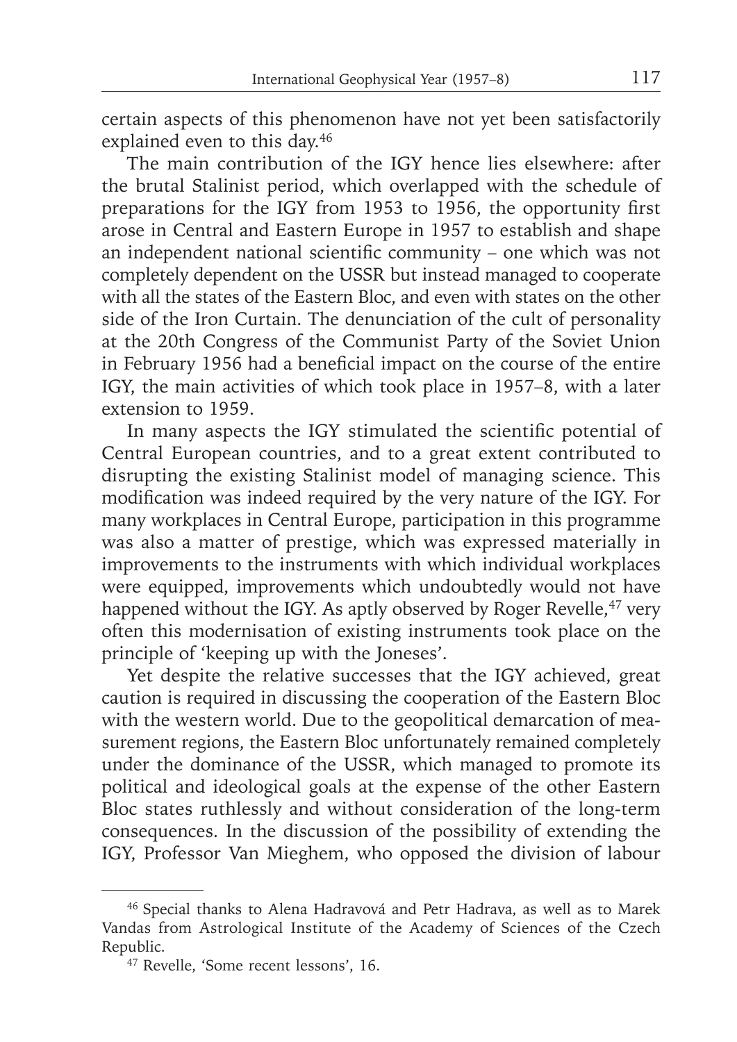certain aspects of this phenomenon have not yet been satisfactorily explained even to this day.[46]

The main contribution of the IGY hence lies elsewhere: after the brutal Stalinist period, which overlapped with the schedule of preparations for the IGY from 1953 to 1956, the opportunity first arose in Central and Eastern Europe in 1957 to establish and shape an independent national scientific community – one which was not completely dependent on the USSR but instead managed to cooperate with all the states of the Eastern Bloc, and even with states on the other side of the Iron Curtain. The denunciation of the cult of personality at the 20th Congress of the Communist Party of the Soviet Union in February 1956 had a beneficial impact on the course of the entire IGY, the main activities of which took place in 1957–8, with a later extension to 1959.

In many aspects the IGY stimulated the scientific potential of Central European countries, and to a great extent contributed to disrupting the existing Stalinist model of managing science. This modification was indeed required by the very nature of the IGY. For many workplaces in Central Europe, participation in this programme was also a matter of prestige, which was expressed materially in improvements to the instruments with which individual workplaces were equipped, improvements which undoubtedly would not have happened without the IGY. As aptly observed by Roger Revelle,[47] very often this modernisation of existing instruments took place on the principle of 'keeping up with the Joneses'.

Yet despite the relative successes that the IGY achieved, great caution is required in discussing the cooperation of the Eastern Bloc with the western world. Due to the geopolitical demarcation of measurement regions, the Eastern Bloc unfortunately remained completely under the dominance of the USSR, which managed to promote its political and ideological goals at the expense of the other Eastern Bloc states ruthlessly and without consideration of the long-term consequences. In the discussion of the possibility of extending the IGY, Professor Van Mieghem, who opposed the division of labour

---

[46] Special thanks to Alena Hadravová and Petr Hadrava, as well as to Marek Vandas from Astrological Institute of the Academy of Sciences of the Czech Republic.

[47] Revelle, 'Some recent lessons', 16.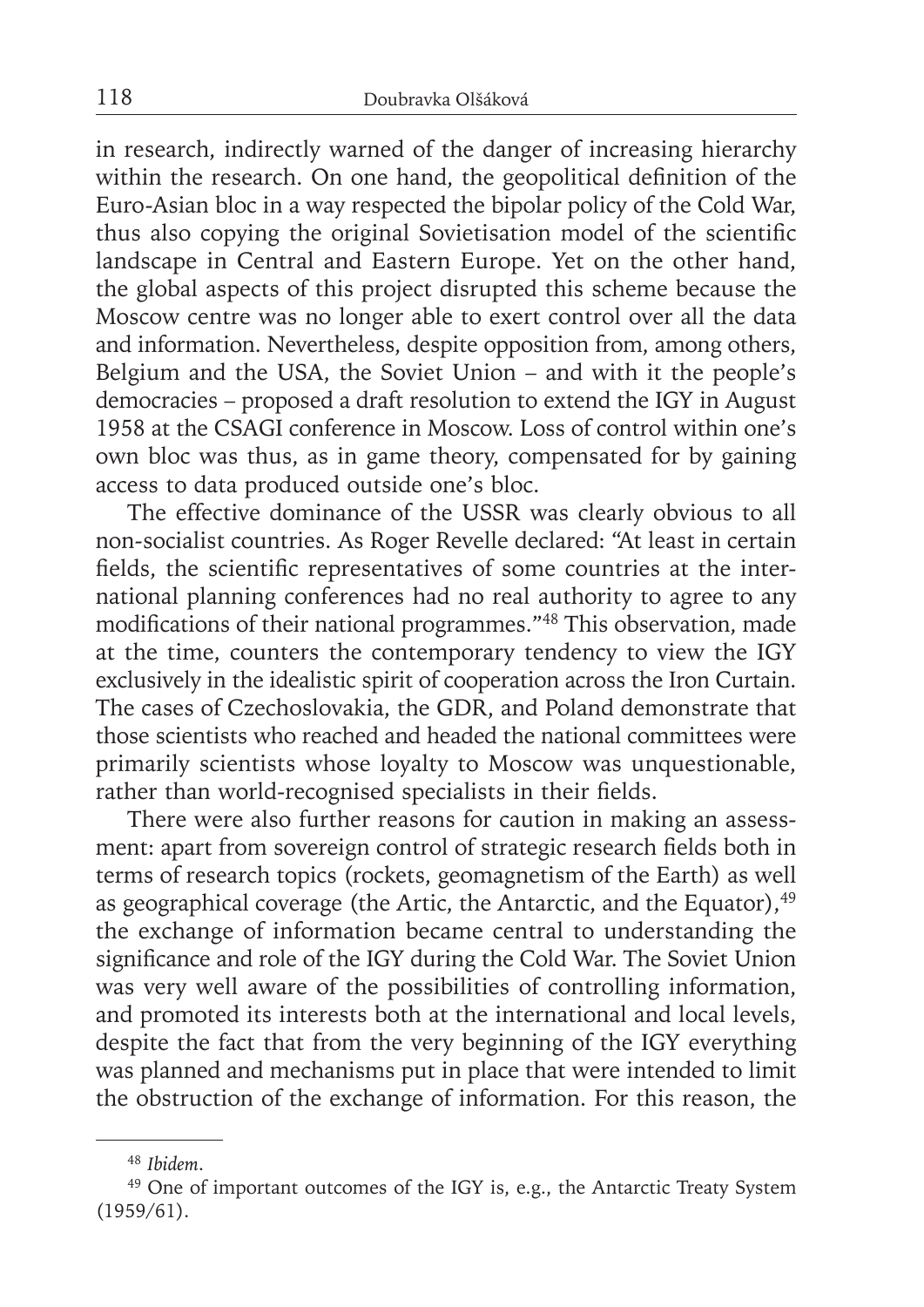in research, indirectly warned of the danger of increasing hierarchy within the research. On one hand, the geopolitical definition of the Euro-Asian bloc in a way respected the bipolar policy of the Cold War, thus also copying the original Sovietisation model of the scientific landscape in Central and Eastern Europe. Yet on the other hand, the global aspects of this project disrupted this scheme because the Moscow centre was no longer able to exert control over all the data and information. Nevertheless, despite opposition from, among others, Belgium and the USA, the Soviet Union – and with it the people's democracies – proposed a draft resolution to extend the IGY in August 1958 at the CSAGI conference in Moscow. Loss of control within one's own bloc was thus, as in game theory, compensated for by gaining access to data produced outside one's bloc.

The effective dominance of the USSR was clearly obvious to all non-socialist countries. As Roger Revelle declared: "At least in certain fields, the scientific representatives of some countries at the international planning conferences had no real authority to agree to any modifications of their national programmes."[48] This observation, made at the time, counters the contemporary tendency to view the IGY exclusively in the idealistic spirit of cooperation across the Iron Curtain. The cases of Czechoslovakia, the GDR, and Poland demonstrate that those scientists who reached and headed the national committees were primarily scientists whose loyalty to Moscow was unquestionable, rather than world-recognised specialists in their fields.

There were also further reasons for caution in making an assessment: apart from sovereign control of strategic research fields both in terms of research topics (rockets, geomagnetism of the Earth) as well as geographical coverage (the Artic, the Antarctic, and the Equator),[49] the exchange of information became central to understanding the significance and role of the IGY during the Cold War. The Soviet Union was very well aware of the possibilities of controlling information, and promoted its interests both at the international and local levels, despite the fact that from the very beginning of the IGY everything was planned and mechanisms put in place that were intended to limit the obstruction of the exchange of information. For this reason, the

---

[48] *Ibidem*.

[49] One of important outcomes of the IGY is, e.g., the Antarctic Treaty System (1959/61).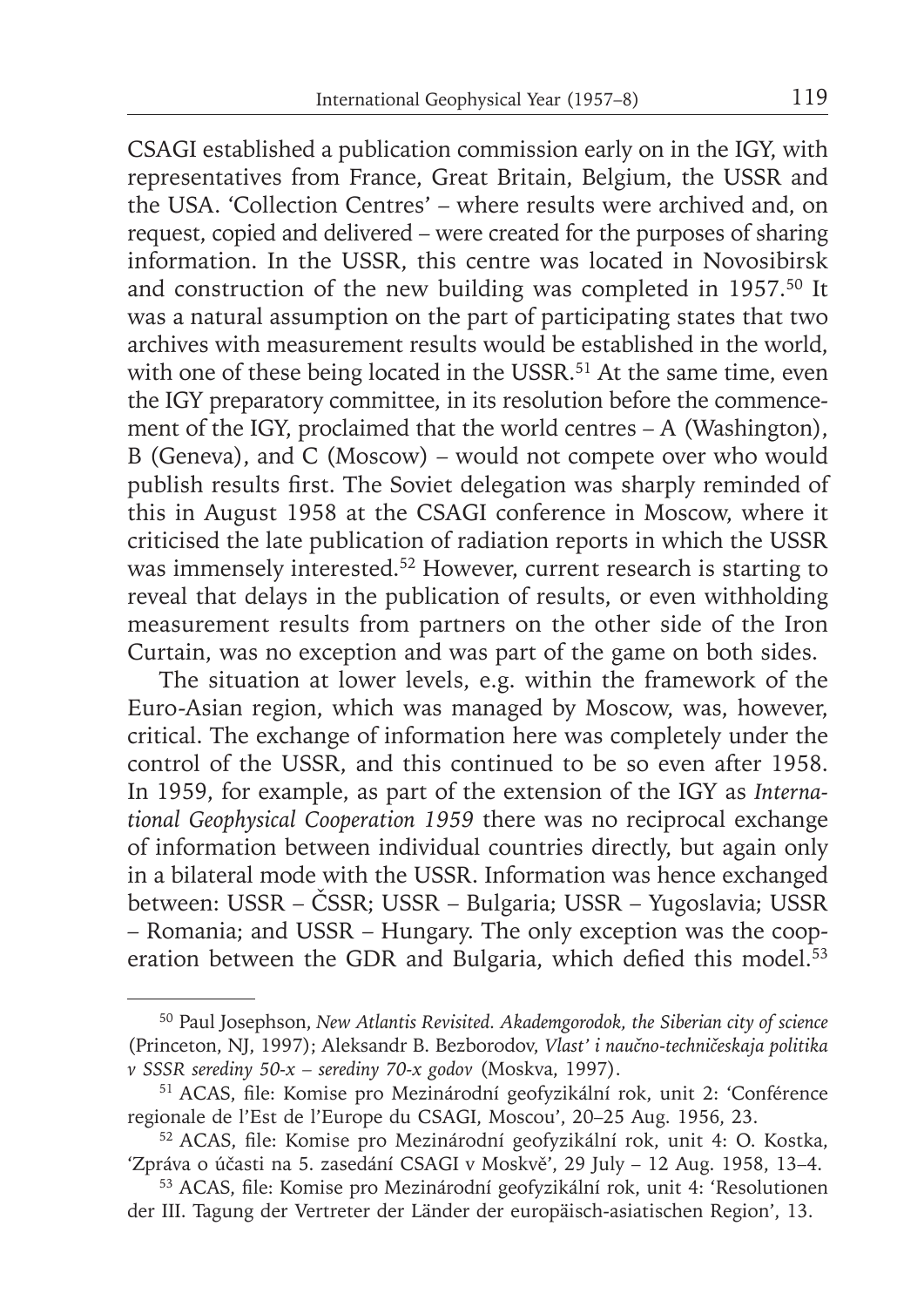CSAGI established a publication commission early on in the IGY, with representatives from France, Great Britain, Belgium, the USSR and the USA. 'Collection Centres' – where results were archived and, on request, copied and delivered – were created for the purposes of sharing information. In the USSR, this centre was located in Novosibirsk and construction of the new building was completed in 1957.[50] It was a natural assumption on the part of participating states that two archives with measurement results would be established in the world, with one of these being located in the USSR.[51] At the same time, even the IGY preparatory committee, in its resolution before the commencement of the IGY, proclaimed that the world centres – A (Washington), B (Geneva), and C (Moscow) – would not compete over who would publish results first. The Soviet delegation was sharply reminded of this in August 1958 at the CSAGI conference in Moscow, where it criticised the late publication of radiation reports in which the USSR was immensely interested.[52] However, current research is starting to reveal that delays in the publication of results, or even withholding measurement results from partners on the other side of the Iron Curtain, was no exception and was part of the game on both sides.

The situation at lower levels, e.g. within the framework of the Euro-Asian region, which was managed by Moscow, was, however, critical. The exchange of information here was completely under the control of the USSR, and this continued to be so even after 1958. In 1959, for example, as part of the extension of the IGY as *International Geophysical Cooperation 1959* there was no reciprocal exchange of information between individual countries directly, but again only in a bilateral mode with the USSR. Information was hence exchanged between: USSR – ČSSR; USSR – Bulgaria; USSR – Yugoslavia; USSR – Romania; and USSR – Hungary. The only exception was the cooperation between the GDR and Bulgaria, which defied this model.[53]

---

[50] Paul Josephson, *New Atlantis Revisited. Akademgorodok, the Siberian city of science* (Princeton, NJ, 1997); Aleksandr B. Bezborodov, *Vlast' i naučno-techničeskaja politika v SSSR serediny 50-x – serediny 70-x godov* (Moskva, 1997).

[51] ACAS, file: Komise pro Mezinárodní geofyzikální rok, unit 2: 'Conférence regionale de l'Est de l'Europe du CSAGI, Moscou', 20–25 Aug. 1956, 23.

[52] ACAS, file: Komise pro Mezinárodní geofyzikální rok, unit 4: O. Kostka, 'Zpráva o účasti na 5. zasedání CSAGI v Moskvě', 29 July – 12 Aug. 1958, 13–4.

[53] ACAS, file: Komise pro Mezinárodní geofyzikální rok, unit 4: 'Resolutionen der III. Tagung der Vertreter der Länder der europäisch-asiatischen Region', 13.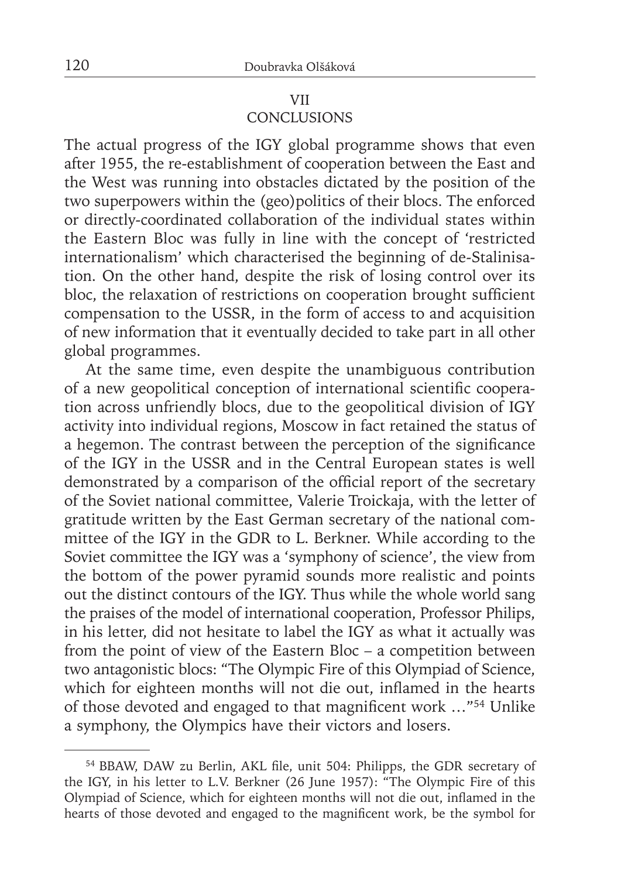## VII
## CONCLUSIONS

The actual progress of the IGY global programme shows that even after 1955, the re-establishment of cooperation between the East and the West was running into obstacles dictated by the position of the two superpowers within the (geo)politics of their blocs. The enforced or directly-coordinated collaboration of the individual states within the Eastern Bloc was fully in line with the concept of 'restricted internationalism' which characterised the beginning of de-Stalinisation. On the other hand, despite the risk of losing control over its bloc, the relaxation of restrictions on cooperation brought sufficient compensation to the USSR, in the form of access to and acquisition of new information that it eventually decided to take part in all other global programmes.

At the same time, even despite the unambiguous contribution of a new geopolitical conception of international scientific cooperation across unfriendly blocs, due to the geopolitical division of IGY activity into individual regions, Moscow in fact retained the status of a hegemon. The contrast between the perception of the significance of the IGY in the USSR and in the Central European states is well demonstrated by a comparison of the official report of the secretary of the Soviet national committee, Valerie Troickaja, with the letter of gratitude written by the East German secretary of the national committee of the IGY in the GDR to L. Berkner. While according to the Soviet committee the IGY was a 'symphony of science', the view from the bottom of the power pyramid sounds more realistic and points out the distinct contours of the IGY. Thus while the whole world sang the praises of the model of international cooperation, Professor Philips, in his letter, did not hesitate to label the IGY as what it actually was from the point of view of the Eastern Bloc – a competition between two antagonistic blocs: "The Olympic Fire of this Olympiad of Science, which for eighteen months will not die out, inflamed in the hearts of those devoted and engaged to that magnificent work …"[54] Unlike a symphony, the Olympics have their victors and losers.

---

[54] BBAW, DAW zu Berlin, AKL file, unit 504: Philipps, the GDR secretary of the IGY, in his letter to L.V. Berkner (26 June 1957): "The Olympic Fire of this Olympiad of Science, which for eighteen months will not die out, inflamed in the hearts of those devoted and engaged to the magnificent work, be the symbol for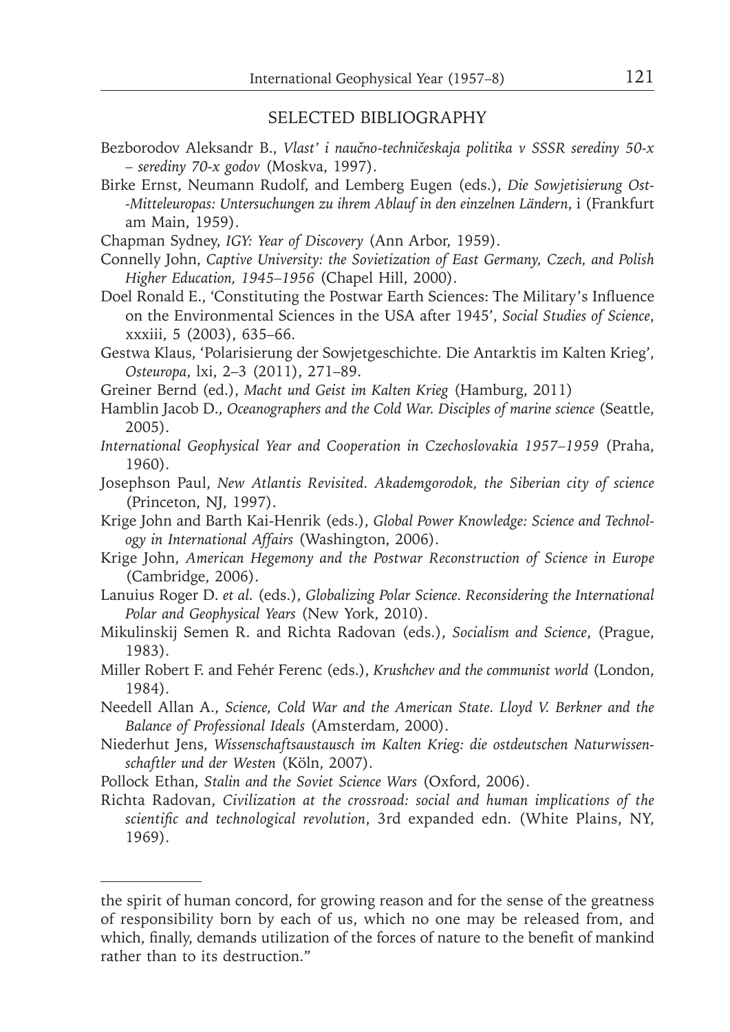## SELECTED BIBLIOGRAPHY

Bezborodov Aleksandr B., *Vlast' i naučno-techničeskaja politika v SSSR serediny 50-x – serediny 70-x godov* (Moskva, 1997).

Birke Ernst, Neumann Rudolf, and Lemberg Eugen (eds.), *Die Sowjetisierung Ost--Mitteleuropas: Untersuchungen zu ihrem Ablauf in den einzelnen Ländern*, i (Frankfurt am Main, 1959).

Chapman Sydney, *IGY: Year of Discovery* (Ann Arbor, 1959).

Connelly John, *Captive University: the Sovietization of East Germany, Czech, and Polish Higher Education, 1945–1956* (Chapel Hill, 2000).

Doel Ronald E., 'Constituting the Postwar Earth Sciences: The Military's Influence on the Environmental Sciences in the USA after 1945', *Social Studies of Science*, xxxiii, 5 (2003), 635–66.

Gestwa Klaus, 'Polarisierung der Sowjetgeschichte. Die Antarktis im Kalten Krieg', *Osteuropa*, lxi, 2–3 (2011), 271–89.

Greiner Bernd (ed.), *Macht und Geist im Kalten Krieg* (Hamburg, 2011)

Hamblin Jacob D., *Oceanographers and the Cold War. Disciples of marine science* (Seattle, 2005).

*International Geophysical Year and Cooperation in Czechoslovakia 1957–1959* (Praha, 1960).

Josephson Paul, *New Atlantis Revisited. Akademgorodok, the Siberian city of science* (Princeton, NJ, 1997).

Krige John and Barth Kai-Henrik (eds.), *Global Power Knowledge: Science and Technology in International Affairs* (Washington, 2006).

Krige John, *American Hegemony and the Postwar Reconstruction of Science in Europe* (Cambridge, 2006).

Lanuius Roger D. *et al.* (eds.), *Globalizing Polar Science. Reconsidering the International Polar and Geophysical Years* (New York, 2010).

Mikulinskij Semen R. and Richta Radovan (eds.), *Socialism and Science*, (Prague, 1983).

Miller Robert F. and Fehér Ferenc (eds.), *Krushchev and the communist world* (London, 1984).

Needell Allan A., *Science, Cold War and the American State. Lloyd V. Berkner and the Balance of Professional Ideals* (Amsterdam, 2000).

Niederhut Jens, *Wissenschaftsaustausch im Kalten Krieg: die ostdeutschen Naturwissenschaftler und der Westen* (Köln, 2007).

Pollock Ethan, *Stalin and the Soviet Science Wars* (Oxford, 2006).

Richta Radovan, *Civilization at the crossroad: social and human implications of the scientific and technological revolution*, 3rd expanded edn. (White Plains, NY, 1969).

---

the spirit of human concord, for growing reason and for the sense of the greatness of responsibility born by each of us, which no one may be released from, and which, finally, demands utilization of the forces of nature to the benefit of mankind rather than to its destruction."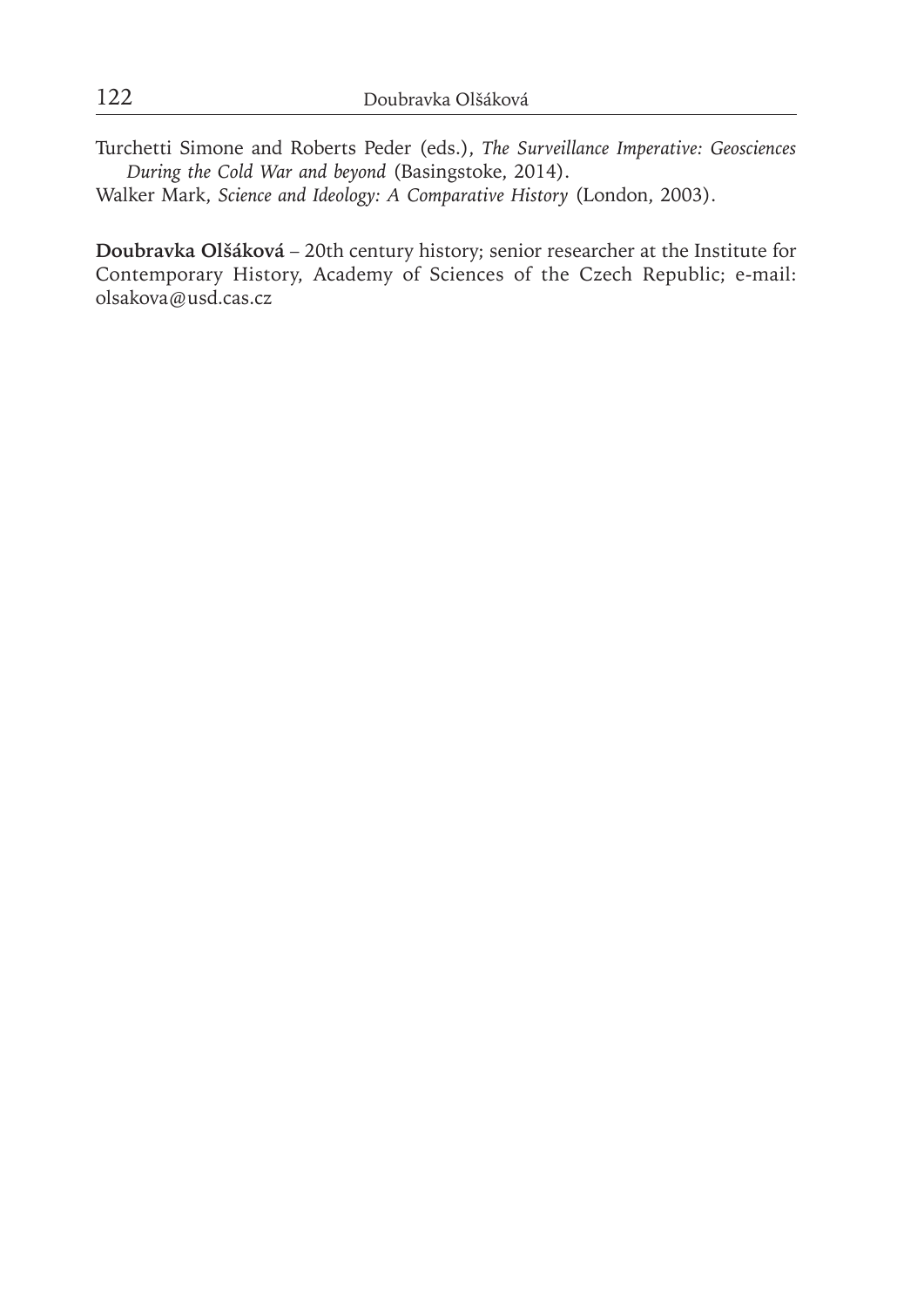Turchetti Simone and Roberts Peder (eds.), *The Surveillance Imperative: Geosciences During the Cold War and beyond* (Basingstoke, 2014).

Walker Mark, *Science and Ideology: A Comparative History* (London, 2003).

**Doubravka Olšáková** – 20th century history; senior researcher at the Institute for Contemporary History, Academy of Sciences of the Czech Republic; e-mail: olsakova@usd.cas.cz